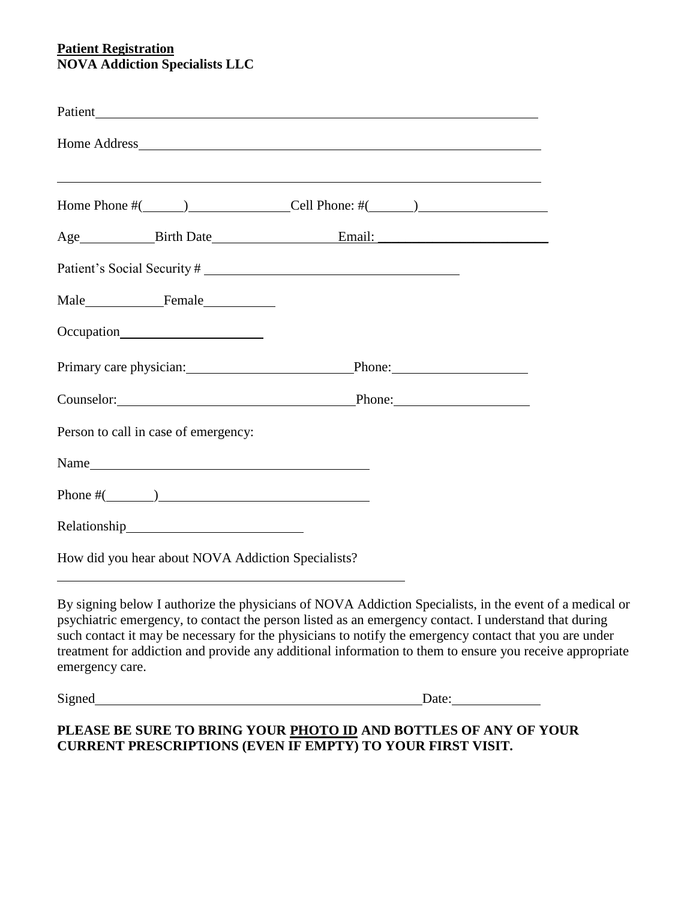**Patient Registration**
**NOVA Addiction Specialists LLC**

Patient_______________________________________________________________

Home Address__________________________________________________________

______________________________________________________________________

Home Phone #(______)_______________ Cell Phone: #(______)__________________

Age__________ Birth Date_________________ Email: ________________________

Patient's Social Security # ___________________________________

Male__________ Female__________

Occupation_____________________

Primary care physician:________________________ Phone:___________________

Counselor:__________________________________ Phone:___________________

Person to call in case of emergency:

Name________________________________________

Phone #(_______)______________________________

Relationship__________________________

How did you hear about NOVA Addiction Specialists?

_____________________________________________________

By signing below I authorize the physicians of NOVA Addiction Specialists, in the event of a medical or psychiatric emergency, to contact the person listed as an emergency contact. I understand that during such contact it may be necessary for the physicians to notify the emergency contact that you are under treatment for addiction and provide any additional information to them to ensure you receive appropriate emergency care.

Signed_______________________________________________ Date:____________

**PLEASE BE SURE TO BRING YOUR PHOTO ID AND BOTTLES OF ANY OF YOUR CURRENT PRESCRIPTIONS (EVEN IF EMPTY) TO YOUR FIRST VISIT.**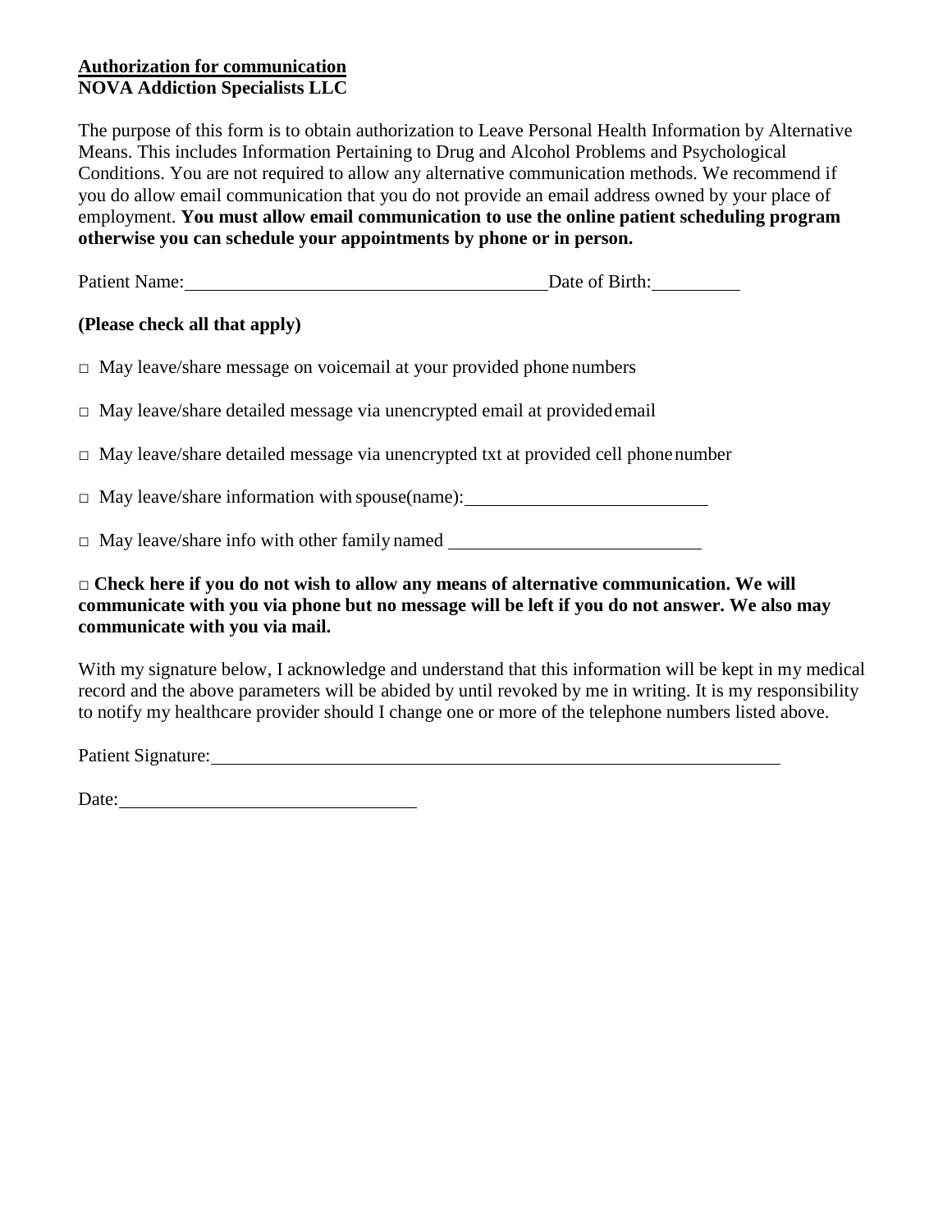**Authorization for communication**
**NOVA Addiction Specialists LLC**

The purpose of this form is to obtain authorization to Leave Personal Health Information by Alternative Means. This includes Information Pertaining to Drug and Alcohol Problems and Psychological Conditions. You are not required to allow any alternative communication methods. We recommend if you do allow email communication that you do not provide an email address owned by your place of employment. **You must allow email communication to use the online patient scheduling program otherwise you can schedule your appointments by phone or in person.**

Patient Name: ______________________________________ Date of Birth: __________

**(Please check all that apply)**

□ May leave/share message on voicemail at your provided phone numbers

□ May leave/share detailed message via unencrypted email at provided email

□ May leave/share detailed message via unencrypted txt at provided cell phone number

□ May leave/share information with spouse(name): __________________________

□ May leave/share info with other family named __________________________

□ **Check here if you do not wish to allow any means of alternative communication. We will communicate with you via phone but no message will be left if you do not answer. We also may communicate with you via mail.**

With my signature below, I acknowledge and understand that this information will be kept in my medical record and the above parameters will be abided by until revoked by me in writing. It is my responsibility to notify my healthcare provider should I change one or more of the telephone numbers listed above.

Patient Signature: ________________________________________________________________

Date: ________________________________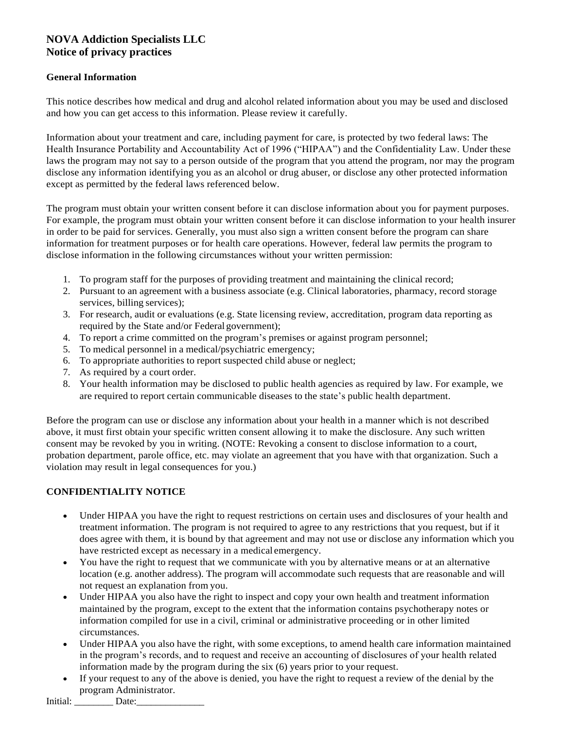## NOVA Addiction Specialists LLC
## Notice of privacy practices

### General Information

This notice describes how medical and drug and alcohol related information about you may be used and disclosed and how you can get access to this information. Please review it carefully.

Information about your treatment and care, including payment for care, is protected by two federal laws: The Health Insurance Portability and Accountability Act of 1996 ("HIPAA") and the Confidentiality Law. Under these laws the program may not say to a person outside of the program that you attend the program, nor may the program disclose any information identifying you as an alcohol or drug abuser, or disclose any other protected information except as permitted by the federal laws referenced below.

The program must obtain your written consent before it can disclose information about you for payment purposes. For example, the program must obtain your written consent before it can disclose information to your health insurer in order to be paid for services. Generally, you must also sign a written consent before the program can share information for treatment purposes or for health care operations. However, federal law permits the program to disclose information in the following circumstances without your written permission:

1. To program staff for the purposes of providing treatment and maintaining the clinical record;
2. Pursuant to an agreement with a business associate (e.g. Clinical laboratories, pharmacy, record storage services, billing services);
3. For research, audit or evaluations (e.g. State licensing review, accreditation, program data reporting as required by the State and/or Federal government);
4. To report a crime committed on the program's premises or against program personnel;
5. To medical personnel in a medical/psychiatric emergency;
6. To appropriate authorities to report suspected child abuse or neglect;
7. As required by a court order.
8. Your health information may be disclosed to public health agencies as required by law. For example, we are required to report certain communicable diseases to the state's public health department.

Before the program can use or disclose any information about your health in a manner which is not described above, it must first obtain your specific written consent allowing it to make the disclosure. Any such written consent may be revoked by you in writing. (NOTE: Revoking a consent to disclose information to a court, probation department, parole office, etc. may violate an agreement that you have with that organization. Such a violation may result in legal consequences for you.)

### CONFIDENTIALITY NOTICE

- Under HIPAA you have the right to request restrictions on certain uses and disclosures of your health and treatment information. The program is not required to agree to any restrictions that you request, but if it does agree with them, it is bound by that agreement and may not use or disclose any information which you have restricted except as necessary in a medical emergency.
- You have the right to request that we communicate with you by alternative means or at an alternative location (e.g. another address). The program will accommodate such requests that are reasonable and will not request an explanation from you.
- Under HIPAA you also have the right to inspect and copy your own health and treatment information maintained by the program, except to the extent that the information contains psychotherapy notes or information compiled for use in a civil, criminal or administrative proceeding or in other limited circumstances.
- Under HIPAA you also have the right, with some exceptions, to amend health care information maintained in the program's records, and to request and receive an accounting of disclosures of your health related information made by the program during the six (6) years prior to your request.
- If your request to any of the above is denied, you have the right to request a review of the denial by the program Administrator.

Initial: ________ Date:______________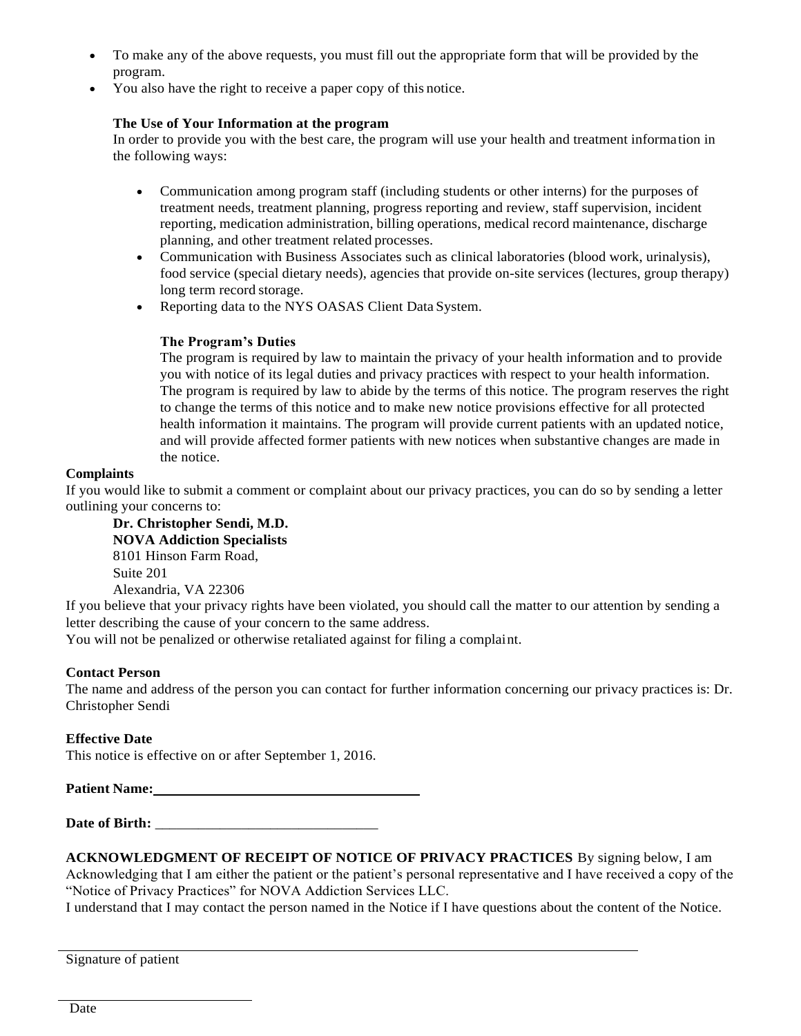- To make any of the above requests, you must fill out the appropriate form that will be provided by the program.
- You also have the right to receive a paper copy of this notice.

**The Use of Your Information at the program**

In order to provide you with the best care, the program will use your health and treatment information in the following ways:

- Communication among program staff (including students or other interns) for the purposes of treatment needs, treatment planning, progress reporting and review, staff supervision, incident reporting, medication administration, billing operations, medical record maintenance, discharge planning, and other treatment related processes.
- Communication with Business Associates such as clinical laboratories (blood work, urinalysis), food service (special dietary needs), agencies that provide on-site services (lectures, group therapy) long term record storage.
- Reporting data to the NYS OASAS Client Data System.

**The Program's Duties**

The program is required by law to maintain the privacy of your health information and to provide you with notice of its legal duties and privacy practices with respect to your health information. The program is required by law to abide by the terms of this notice. The program reserves the right to change the terms of this notice and to make new notice provisions effective for all protected health information it maintains. The program will provide current patients with an updated notice, and will provide affected former patients with new notices when substantive changes are made in the notice.

**Complaints**

If you would like to submit a comment or complaint about our privacy practices, you can do so by sending a letter outlining your concerns to:

**Dr. Christopher Sendi, M.D.**
**NOVA Addiction Specialists**
8101 Hinson Farm Road,
Suite 201
Alexandria, VA 22306

If you believe that your privacy rights have been violated, you should call the matter to our attention by sending a letter describing the cause of your concern to the same address.

You will not be penalized or otherwise retaliated against for filing a complaint.

**Contact Person**

The name and address of the person you can contact for further information concerning our privacy practices is: Dr. Christopher Sendi

**Effective Date**

This notice is effective on or after September 1, 2016.

**Patient Name:**\_\_\_\_\_\_\_\_\_\_\_\_\_\_\_\_\_\_\_\_\_\_\_\_\_\_\_\_\_\_\_\_\_\_\_\_

**Date of Birth:** \_\_\_\_\_\_\_\_\_\_\_\_\_\_\_\_\_\_\_\_\_\_\_\_\_\_\_\_\_\_

**ACKNOWLEDGMENT OF RECEIPT OF NOTICE OF PRIVACY PRACTICES** By signing below, I am Acknowledging that I am either the patient or the patient's personal representative and I have received a copy of the "Notice of Privacy Practices" for NOVA Addiction Services LLC.

I understand that I may contact the person named in the Notice if I have questions about the content of the Notice.

\_\_\_\_\_\_\_\_\_\_\_\_\_\_\_\_\_\_\_\_\_\_\_\_\_\_\_\_\_\_\_\_\_\_\_\_\_\_\_\_\_\_\_\_\_\_\_\_\_\_\_\_\_\_\_\_\_\_\_\_\_\_\_\_\_\_\_\_\_\_\_\_

Signature of patient

\_\_\_\_\_\_\_\_\_\_\_\_\_\_\_\_\_\_\_\_\_\_\_\_\_\_

Date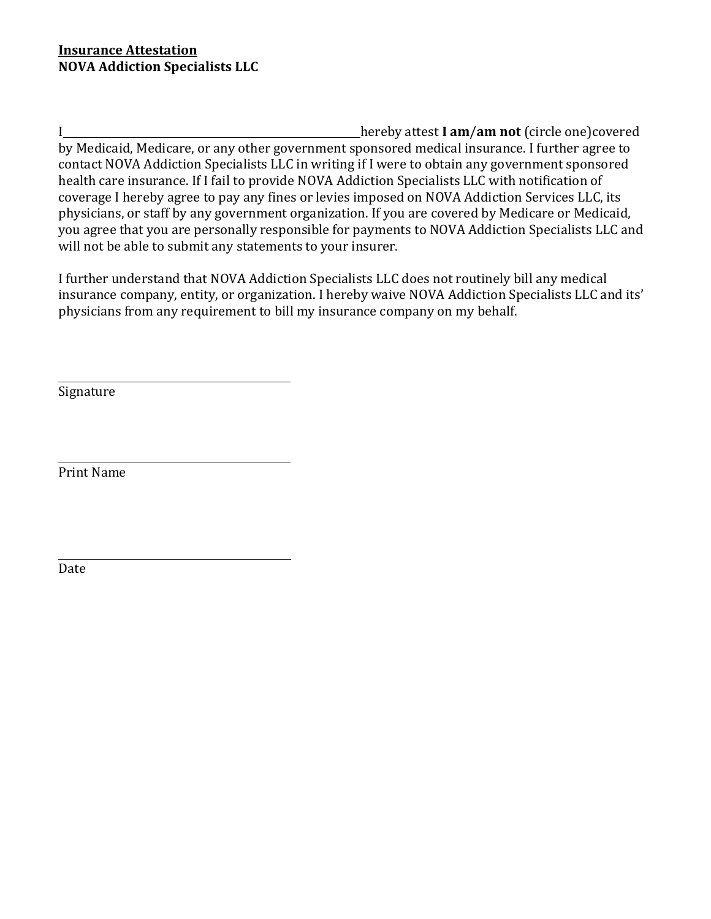**<u>Insurance Attestation</u>**
**NOVA Addiction Specialists LLC**

I\_\_\_\_\_\_\_\_\_\_\_\_\_\_\_\_\_\_\_\_\_\_\_\_\_\_\_\_\_\_\_\_\_\_\_\_\_\_\_\_\_\_\_\_\_\_\_\_\_\_hereby attest **I am**/**am not** (circle one)covered by Medicaid, Medicare, or any other government sponsored medical insurance. I further agree to contact NOVA Addiction Specialists LLC in writing if I were to obtain any government sponsored health care insurance. If I fail to provide NOVA Addiction Specialists LLC with notification of coverage I hereby agree to pay any fines or levies imposed on NOVA Addiction Services LLC, its physicians, or staff by any government organization. If you are covered by Medicare or Medicaid, you agree that you are personally responsible for payments to NOVA Addiction Specialists LLC and will not be able to submit any statements to your insurer.

I further understand that NOVA Addiction Specialists LLC does not routinely bill any medical insurance company, entity, or organization. I hereby waive NOVA Addiction Specialists LLC and its' physicians from any requirement to bill my insurance company on my behalf.

\_\_\_\_\_\_\_\_\_\_\_\_\_\_\_\_\_\_\_\_\_\_\_\_\_\_\_\_\_\_\_\_\_\_\_\_\_\_\_\_
Signature

\_\_\_\_\_\_\_\_\_\_\_\_\_\_\_\_\_\_\_\_\_\_\_\_\_\_\_\_\_\_\_\_\_\_\_\_\_\_\_\_
Print Name

\_\_\_\_\_\_\_\_\_\_\_\_\_\_\_\_\_\_\_\_\_\_\_\_\_\_\_\_\_\_\_\_\_\_\_\_\_\_\_\_
Date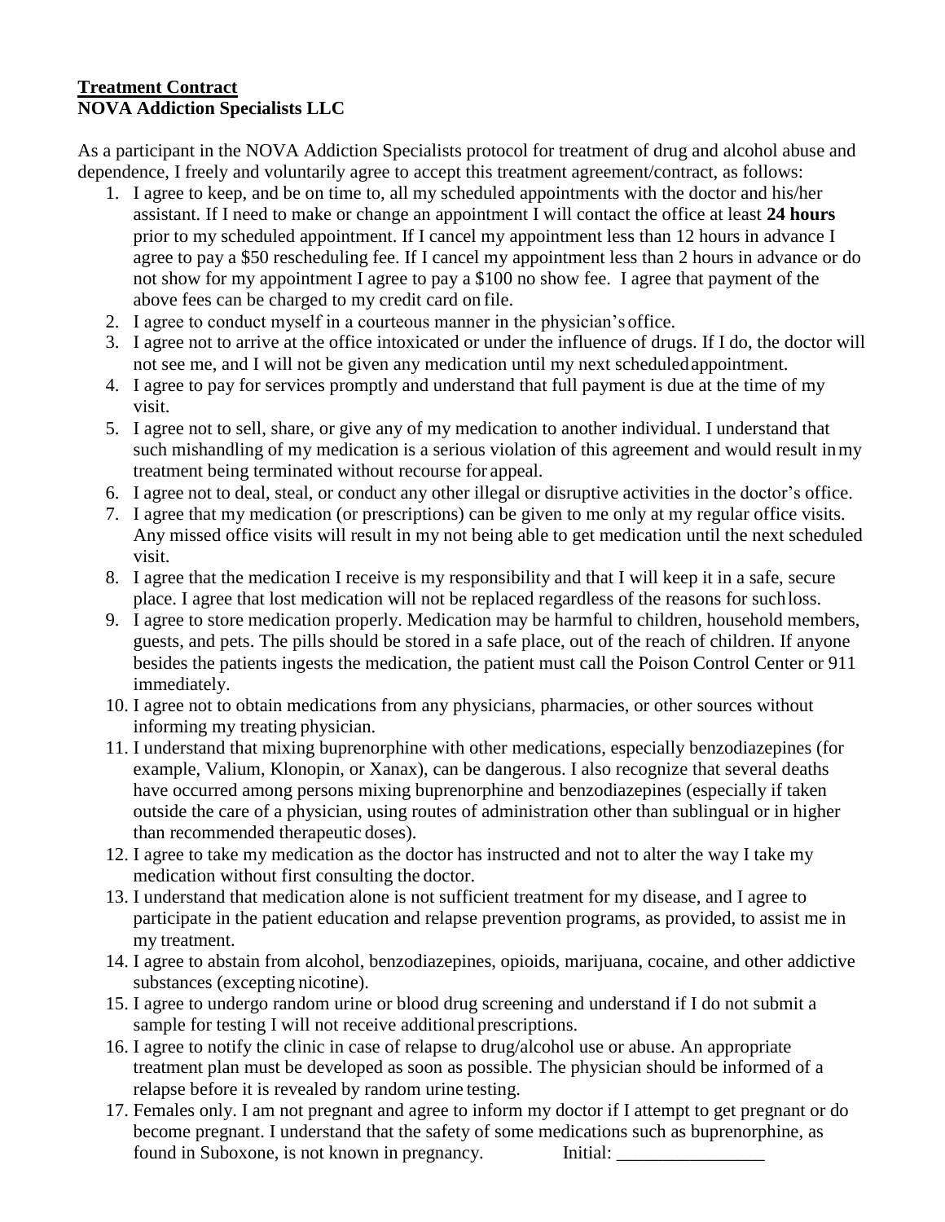**Treatment Contract**
**NOVA Addiction Specialists LLC**

As a participant in the NOVA Addiction Specialists protocol for treatment of drug and alcohol abuse and dependence, I freely and voluntarily agree to accept this treatment agreement/contract, as follows:

1. I agree to keep, and be on time to, all my scheduled appointments with the doctor and his/her assistant. If I need to make or change an appointment I will contact the office at least **24 hours** prior to my scheduled appointment. If I cancel my appointment less than 12 hours in advance I agree to pay a $50 rescheduling fee. If I cancel my appointment less than 2 hours in advance or do not show for my appointment I agree to pay a $100 no show fee. I agree that payment of the above fees can be charged to my credit card on file.
2. I agree to conduct myself in a courteous manner in the physician's office.
3. I agree not to arrive at the office intoxicated or under the influence of drugs. If I do, the doctor will not see me, and I will not be given any medication until my next scheduled appointment.
4. I agree to pay for services promptly and understand that full payment is due at the time of my visit.
5. I agree not to sell, share, or give any of my medication to another individual. I understand that such mishandling of my medication is a serious violation of this agreement and would result in my treatment being terminated without recourse for appeal.
6. I agree not to deal, steal, or conduct any other illegal or disruptive activities in the doctor's office.
7. I agree that my medication (or prescriptions) can be given to me only at my regular office visits. Any missed office visits will result in my not being able to get medication until the next scheduled visit.
8. I agree that the medication I receive is my responsibility and that I will keep it in a safe, secure place. I agree that lost medication will not be replaced regardless of the reasons for such loss.
9. I agree to store medication properly. Medication may be harmful to children, household members, guests, and pets. The pills should be stored in a safe place, out of the reach of children. If anyone besides the patients ingests the medication, the patient must call the Poison Control Center or 911 immediately.
10. I agree not to obtain medications from any physicians, pharmacies, or other sources without informing my treating physician.
11. I understand that mixing buprenorphine with other medications, especially benzodiazepines (for example, Valium, Klonopin, or Xanax), can be dangerous. I also recognize that several deaths have occurred among persons mixing buprenorphine and benzodiazepines (especially if taken outside the care of a physician, using routes of administration other than sublingual or in higher than recommended therapeutic doses).
12. I agree to take my medication as the doctor has instructed and not to alter the way I take my medication without first consulting the doctor.
13. I understand that medication alone is not sufficient treatment for my disease, and I agree to participate in the patient education and relapse prevention programs, as provided, to assist me in my treatment.
14. I agree to abstain from alcohol, benzodiazepines, opioids, marijuana, cocaine, and other addictive substances (excepting nicotine).
15. I agree to undergo random urine or blood drug screening and understand if I do not submit a sample for testing I will not receive additional prescriptions.
16. I agree to notify the clinic in case of relapse to drug/alcohol use or abuse. An appropriate treatment plan must be developed as soon as possible. The physician should be informed of a relapse before it is revealed by random urine testing.
17. Females only. I am not pregnant and agree to inform my doctor if I attempt to get pregnant or do become pregnant. I understand that the safety of some medications such as buprenorphine, as found in Suboxone, is not known in pregnancy. Initial: ________________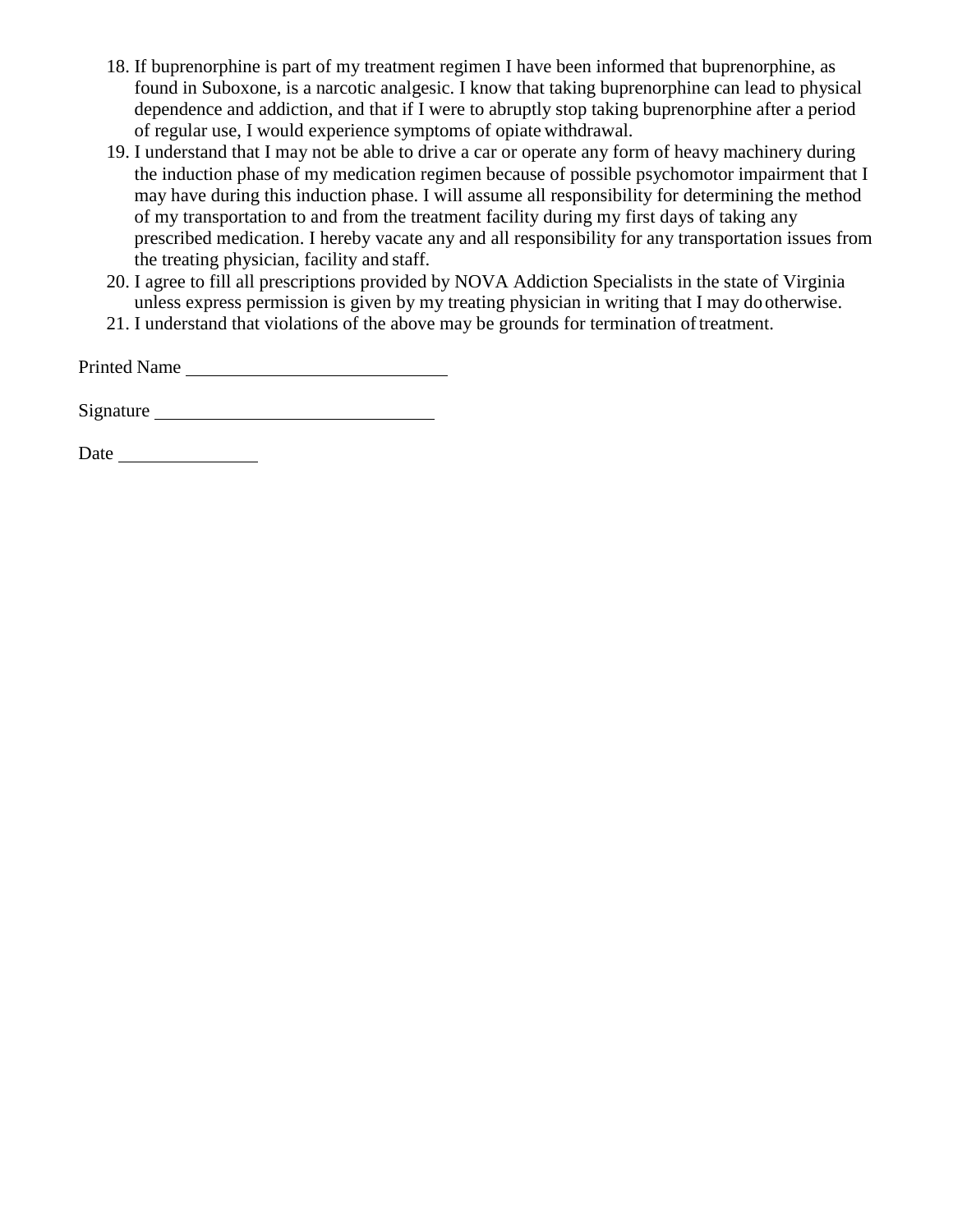18. If buprenorphine is part of my treatment regimen I have been informed that buprenorphine, as found in Suboxone, is a narcotic analgesic. I know that taking buprenorphine can lead to physical dependence and addiction, and that if I were to abruptly stop taking buprenorphine after a period of regular use, I would experience symptoms of opiate withdrawal.
19. I understand that I may not be able to drive a car or operate any form of heavy machinery during the induction phase of my medication regimen because of possible psychomotor impairment that I may have during this induction phase. I will assume all responsibility for determining the method of my transportation to and from the treatment facility during my first days of taking any prescribed medication. I hereby vacate any and all responsibility for any transportation issues from the treating physician, facility and staff.
20. I agree to fill all prescriptions provided by NOVA Addiction Specialists in the state of Virginia unless express permission is given by my treating physician in writing that I may do otherwise.
21. I understand that violations of the above may be grounds for termination of treatment.

Printed Name ____________________________

Signature ______________________________

Date _______________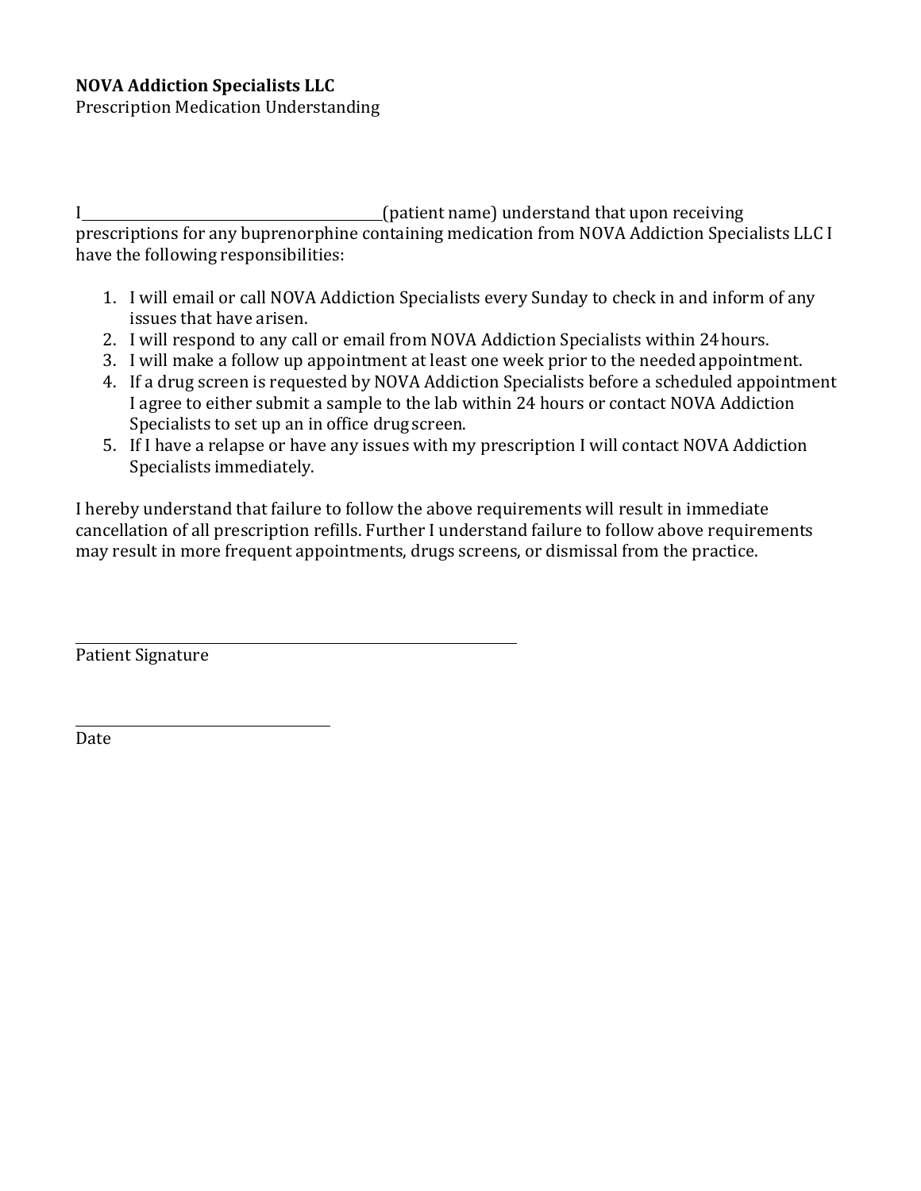**NOVA Addiction Specialists LLC**
Prescription Medication Understanding

I\_\_\_\_\_\_\_\_\_\_\_\_\_\_\_\_\_\_\_\_\_\_\_\_\_\_\_\_\_\_\_\_\_\_\_\_\_\_\_\_(patient name) understand that upon receiving prescriptions for any buprenorphine containing medication from NOVA Addiction Specialists LLC I have the following responsibilities:

1. I will email or call NOVA Addiction Specialists every Sunday to check in and inform of any issues that have arisen.
2. I will respond to any call or email from NOVA Addiction Specialists within 24 hours.
3. I will make a follow up appointment at least one week prior to the needed appointment.
4. If a drug screen is requested by NOVA Addiction Specialists before a scheduled appointment I agree to either submit a sample to the lab within 24 hours or contact NOVA Addiction Specialists to set up an in office drug screen.
5. If I have a relapse or have any issues with my prescription I will contact NOVA Addiction Specialists immediately.

I hereby understand that failure to follow the above requirements will result in immediate cancellation of all prescription refills. Further I understand failure to follow above requirements may result in more frequent appointments, drugs screens, or dismissal from the practice.

\_\_\_\_\_\_\_\_\_\_\_\_\_\_\_\_\_\_\_\_\_\_\_\_\_\_\_\_\_\_\_\_\_\_\_\_\_\_\_\_\_\_\_\_\_\_\_\_\_\_\_\_\_\_\_\_\_\_
Patient Signature

\_\_\_\_\_\_\_\_\_\_\_\_\_\_\_\_\_\_\_\_\_\_\_\_\_\_\_\_\_\_\_\_\_\_
Date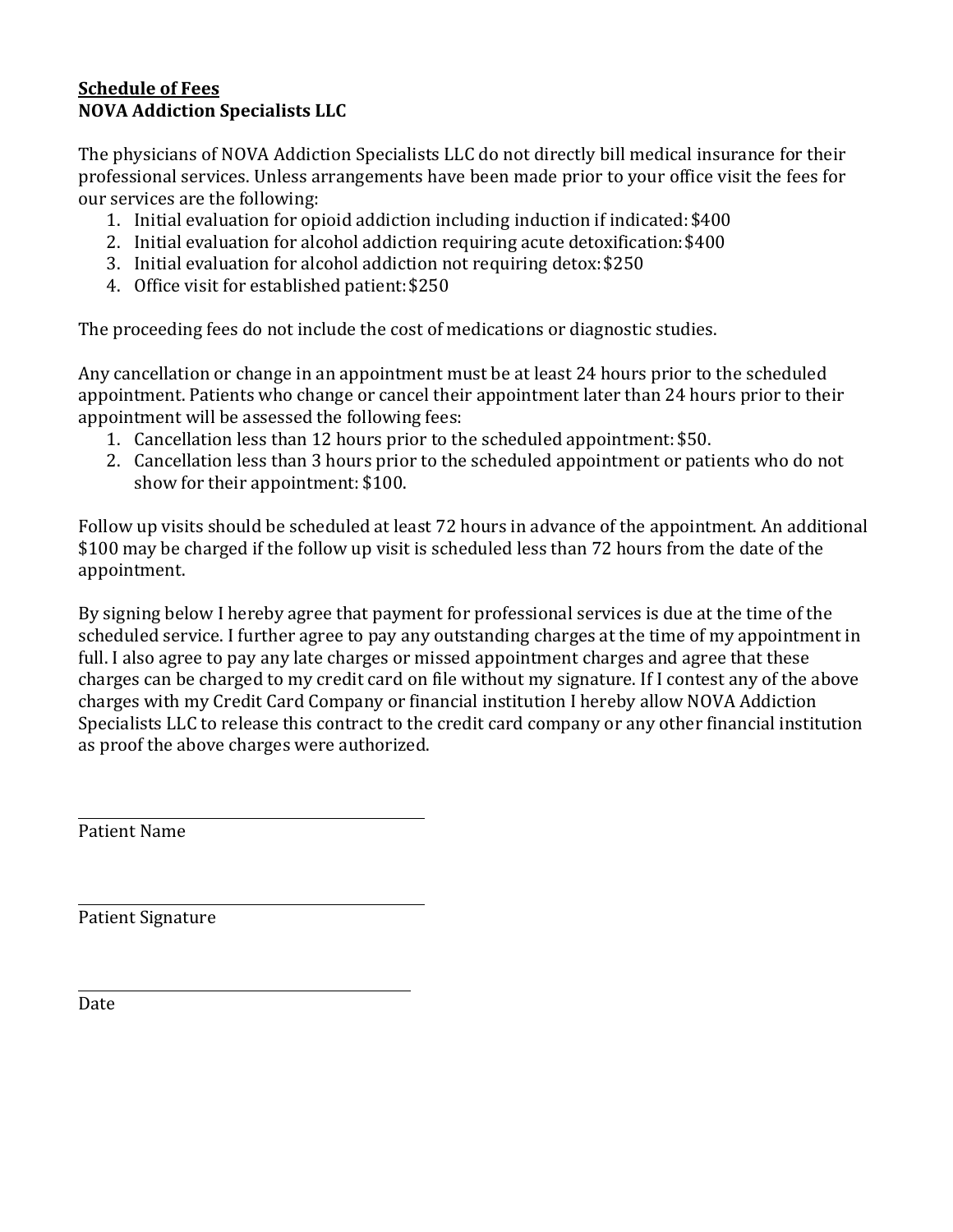**<u>Schedule of Fees</u>**
**NOVA Addiction Specialists LLC**

The physicians of NOVA Addiction Specialists LLC do not directly bill medical insurance for their professional services. Unless arrangements have been made prior to your office visit the fees for our services are the following:

1. Initial evaluation for opioid addiction including induction if indicated: $400
2. Initial evaluation for alcohol addiction requiring acute detoxification: $400
3. Initial evaluation for alcohol addiction not requiring detox: $250
4. Office visit for established patient: $250

The proceeding fees do not include the cost of medications or diagnostic studies.

Any cancellation or change in an appointment must be at least 24 hours prior to the scheduled appointment. Patients who change or cancel their appointment later than 24 hours prior to their appointment will be assessed the following fees:

1. Cancellation less than 12 hours prior to the scheduled appointment: $50.
2. Cancellation less than 3 hours prior to the scheduled appointment or patients who do not show for their appointment: $100.

Follow up visits should be scheduled at least 72 hours in advance of the appointment. An additional $100 may be charged if the follow up visit is scheduled less than 72 hours from the date of the appointment.

By signing below I hereby agree that payment for professional services is due at the time of the scheduled service. I further agree to pay any outstanding charges at the time of my appointment in full. I also agree to pay any late charges or missed appointment charges and agree that these charges can be charged to my credit card on file without my signature. If I contest any of the above charges with my Credit Card Company or financial institution I hereby allow NOVA Addiction Specialists LLC to release this contract to the credit card company or any other financial institution as proof the above charges were authorized.

\_\_\_\_\_\_\_\_\_\_\_\_\_\_\_\_\_\_\_\_\_\_\_\_\_\_\_\_\_\_\_\_\_\_\_\_\_\_\_\_
Patient Name

\_\_\_\_\_\_\_\_\_\_\_\_\_\_\_\_\_\_\_\_\_\_\_\_\_\_\_\_\_\_\_\_\_\_\_\_\_\_\_\_
Patient Signature

\_\_\_\_\_\_\_\_\_\_\_\_\_\_\_\_\_\_\_\_\_\_\_\_\_\_\_\_\_\_\_\_\_\_\_\_\_\_\_\_
Date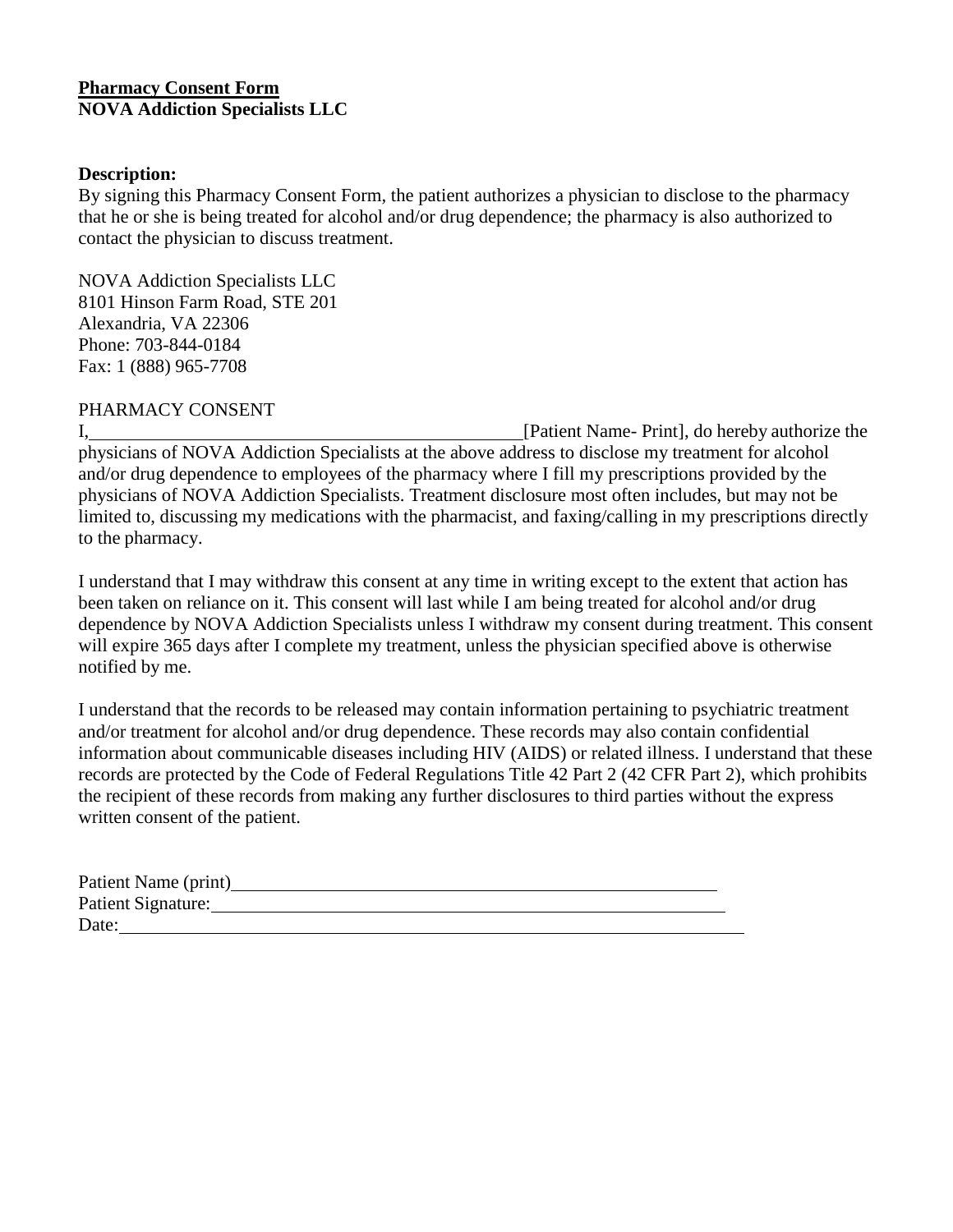**<u>Pharmacy Consent Form</u>**
**NOVA Addiction Specialists LLC**

**Description:**
By signing this Pharmacy Consent Form, the patient authorizes a physician to disclose to the pharmacy that he or she is being treated for alcohol and/or drug dependence; the pharmacy is also authorized to contact the physician to discuss treatment.

NOVA Addiction Specialists LLC
8101 Hinson Farm Road, STE 201
Alexandria, VA 22306
Phone: 703-844-0184
Fax: 1 (888) 965-7708

PHARMACY CONSENT
I,_______________________________________________[Patient Name- Print], do hereby authorize the physicians of NOVA Addiction Specialists at the above address to disclose my treatment for alcohol and/or drug dependence to employees of the pharmacy where I fill my prescriptions provided by the physicians of NOVA Addiction Specialists. Treatment disclosure most often includes, but may not be limited to, discussing my medications with the pharmacist, and faxing/calling in my prescriptions directly to the pharmacy.

I understand that I may withdraw this consent at any time in writing except to the extent that action has been taken on reliance on it. This consent will last while I am being treated for alcohol and/or drug dependence by NOVA Addiction Specialists unless I withdraw my consent during treatment. This consent will expire 365 days after I complete my treatment, unless the physician specified above is otherwise notified by me.

I understand that the records to be released may contain information pertaining to psychiatric treatment and/or treatment for alcohol and/or drug dependence. These records may also contain confidential information about communicable diseases including HIV (AIDS) or related illness. I understand that these records are protected by the Code of Federal Regulations Title 42 Part 2 (42 CFR Part 2), which prohibits the recipient of these records from making any further disclosures to third parties without the express written consent of the patient.

Patient Name (print)_______________________________________________________
Patient Signature:_________________________________________________________
Date:______________________________________________________________________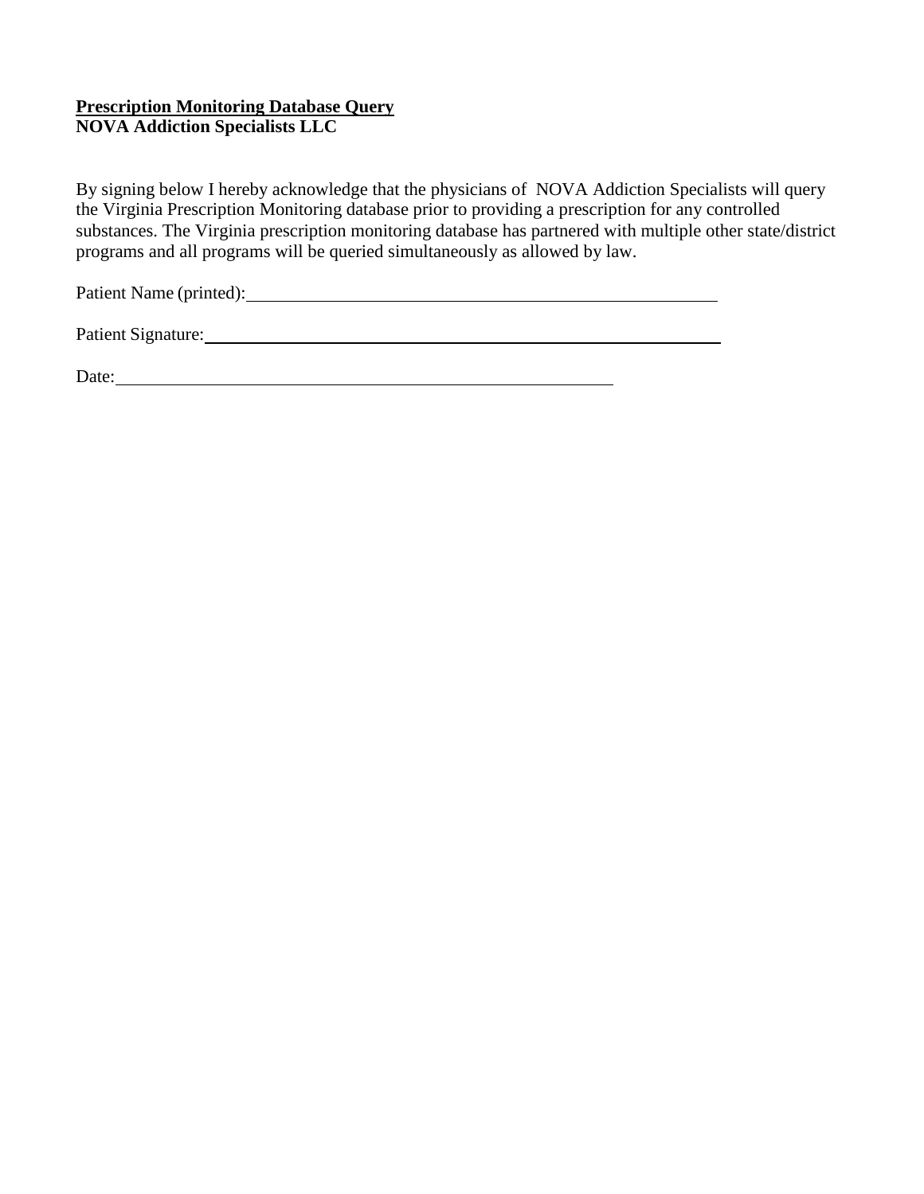**<u>Prescription Monitoring Database Query</u>**
**NOVA Addiction Specialists LLC**

By signing below I hereby acknowledge that the physicians of NOVA Addiction Specialists will query the Virginia Prescription Monitoring database prior to providing a prescription for any controlled substances. The Virginia prescription monitoring database has partnered with multiple other state/district programs and all programs will be queried simultaneously as allowed by law.

Patient Name (printed): ______________________________________________

Patient Signature: __________________________________________________

Date: _____________________________________________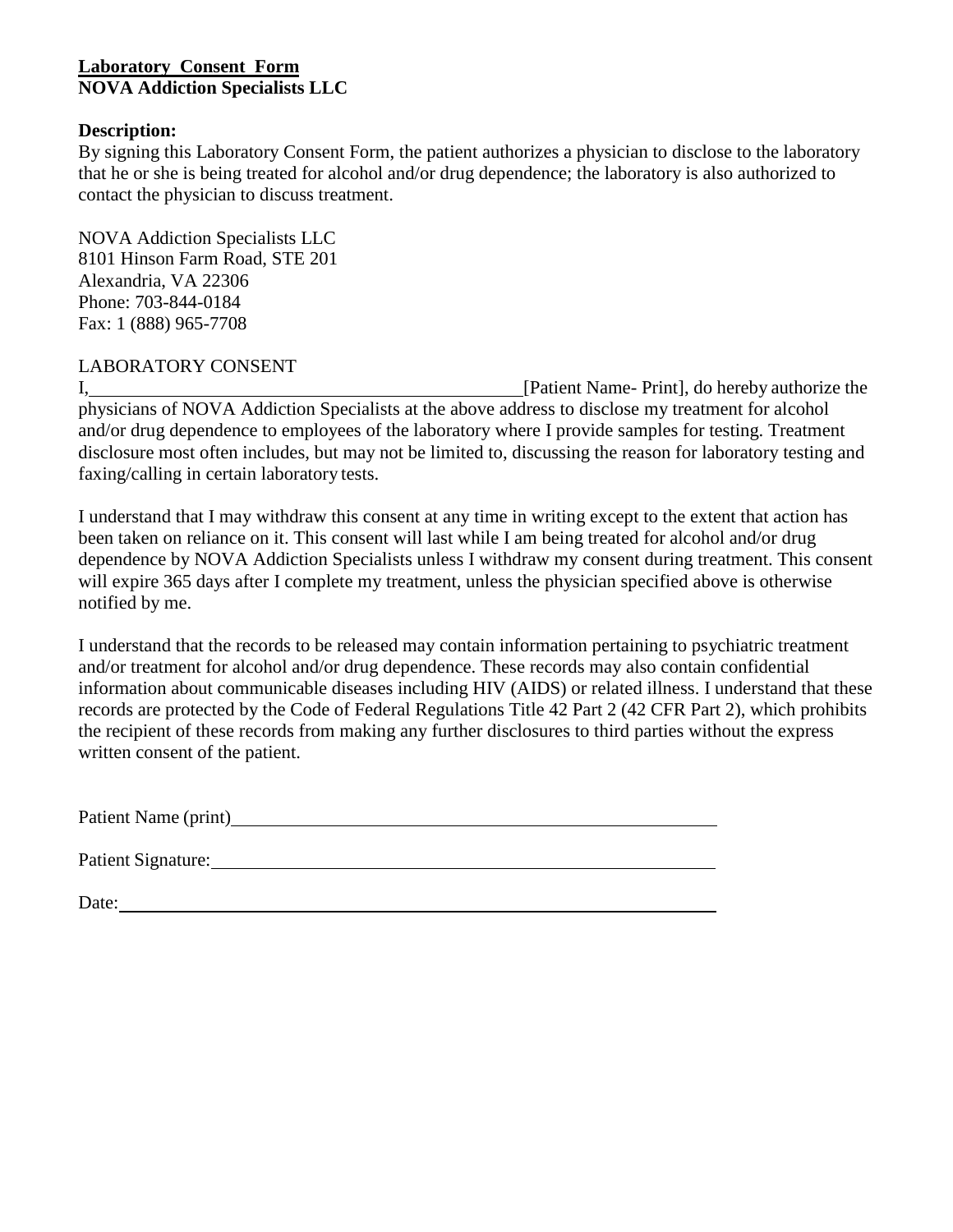**<u>Laboratory Consent Form</u>**
**NOVA Addiction Specialists LLC**

**Description:**
By signing this Laboratory Consent Form, the patient authorizes a physician to disclose to the laboratory that he or she is being treated for alcohol and/or drug dependence; the laboratory is also authorized to contact the physician to discuss treatment.

NOVA Addiction Specialists LLC
8101 Hinson Farm Road, STE 201
Alexandria, VA 22306
Phone: 703-844-0184
Fax: 1 (888) 965-7708

LABORATORY CONSENT

I,________________________________________________[Patient Name- Print], do hereby authorize the physicians of NOVA Addiction Specialists at the above address to disclose my treatment for alcohol and/or drug dependence to employees of the laboratory where I provide samples for testing. Treatment disclosure most often includes, but may not be limited to, discussing the reason for laboratory testing and faxing/calling in certain laboratory tests.

I understand that I may withdraw this consent at any time in writing except to the extent that action has been taken on reliance on it. This consent will last while I am being treated for alcohol and/or drug dependence by NOVA Addiction Specialists unless I withdraw my consent during treatment. This consent will expire 365 days after I complete my treatment, unless the physician specified above is otherwise notified by me.

I understand that the records to be released may contain information pertaining to psychiatric treatment and/or treatment for alcohol and/or drug dependence. These records may also contain confidential information about communicable diseases including HIV (AIDS) or related illness. I understand that these records are protected by the Code of Federal Regulations Title 42 Part 2 (42 CFR Part 2), which prohibits the recipient of these records from making any further disclosures to third parties without the express written consent of the patient.

Patient Name (print)______________________________________________________

Patient Signature:______________________________________________________

Date:________________________________________________________________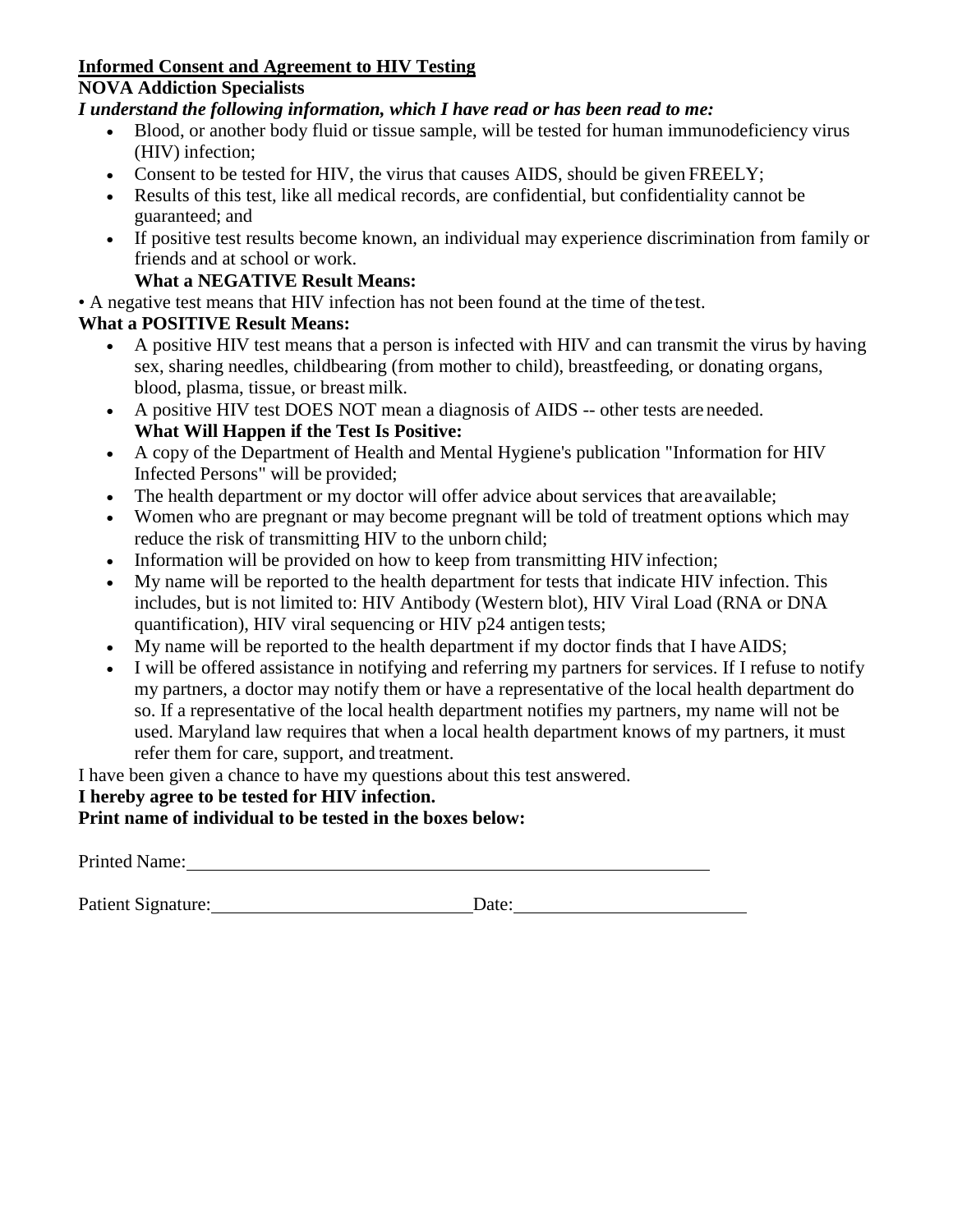**<u>Informed Consent and Agreement to HIV Testing</u>**

**NOVA Addiction Specialists**

***I understand the following information, which I have read or has been read to me:***

- Blood, or another body fluid or tissue sample, will be tested for human immunodeficiency virus (HIV) infection;
- Consent to be tested for HIV, the virus that causes AIDS, should be given FREELY;
- Results of this test, like all medical records, are confidential, but confidentiality cannot be guaranteed; and
- If positive test results become known, an individual may experience discrimination from family or friends and at school or work.

**What a NEGATIVE Result Means:**

• A negative test means that HIV infection has not been found at the time of the test.

**What a POSITIVE Result Means:**

- A positive HIV test means that a person is infected with HIV and can transmit the virus by having sex, sharing needles, childbearing (from mother to child), breastfeeding, or donating organs, blood, plasma, tissue, or breast milk.
- A positive HIV test DOES NOT mean a diagnosis of AIDS -- other tests are needed.

**What Will Happen if the Test Is Positive:**

- A copy of the Department of Health and Mental Hygiene's publication "Information for HIV Infected Persons" will be provided;
- The health department or my doctor will offer advice about services that are available;
- Women who are pregnant or may become pregnant will be told of treatment options which may reduce the risk of transmitting HIV to the unborn child;
- Information will be provided on how to keep from transmitting HIV infection;
- My name will be reported to the health department for tests that indicate HIV infection. This includes, but is not limited to: HIV Antibody (Western blot), HIV Viral Load (RNA or DNA quantification), HIV viral sequencing or HIV p24 antigen tests;
- My name will be reported to the health department if my doctor finds that I have AIDS;
- I will be offered assistance in notifying and referring my partners for services. If I refuse to notify my partners, a doctor may notify them or have a representative of the local health department do so. If a representative of the local health department notifies my partners, my name will not be used. Maryland law requires that when a local health department knows of my partners, it must refer them for care, support, and treatment.

I have been given a chance to have my questions about this test answered.

**I hereby agree to be tested for HIV infection.**

**Print name of individual to be tested in the boxes below:**

Printed Name:\_\_\_\_\_\_\_\_\_\_\_\_\_\_\_\_\_\_\_\_\_\_\_\_\_\_\_\_\_\_\_\_\_\_\_\_\_\_\_\_\_\_\_\_

Patient Signature:\_\_\_\_\_\_\_\_\_\_\_\_\_\_\_\_\_\_\_\_\_\_\_\_\_\_ Date:\_\_\_\_\_\_\_\_\_\_\_\_\_\_\_\_\_\_\_\_\_\_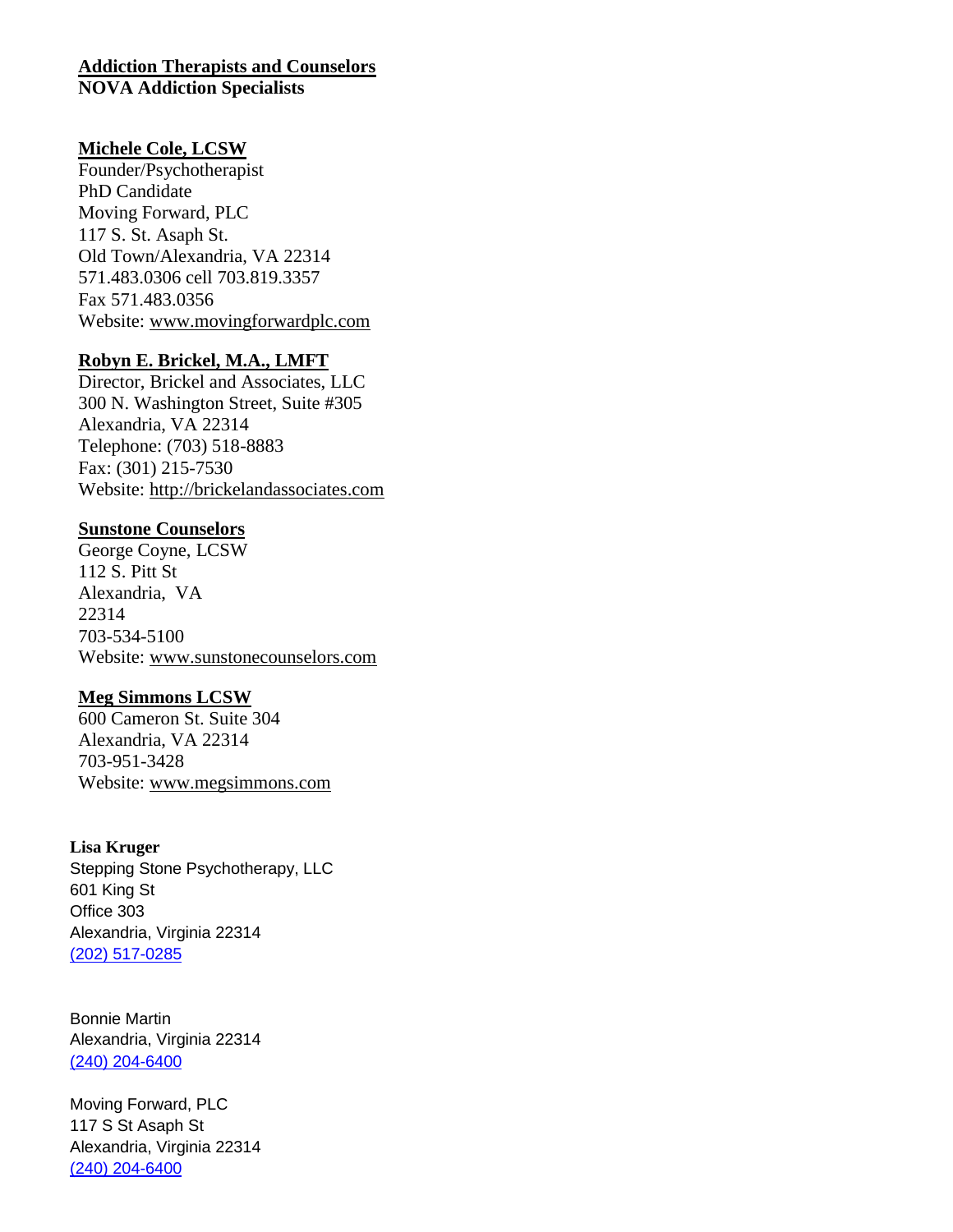## Addiction Therapists and Counselors

**NOVA Addiction Specialists**

**Michele Cole, LCSW**
Founder/Psychotherapist
PhD Candidate
Moving Forward, PLC
117 S. St. Asaph St.
Old Town/Alexandria, VA 22314
571.483.0306 cell 703.819.3357
Fax 571.483.0356
Website: www.movingforwardplc.com

**Robyn E. Brickel, M.A., LMFT**
Director, Brickel and Associates, LLC
300 N. Washington Street, Suite #305
Alexandria, VA 22314
Telephone: (703) 518-8883
Fax: (301) 215-7530
Website: http://brickelandassociates.com

**Sunstone Counselors**
George Coyne, LCSW
112 S. Pitt St
Alexandria, VA
22314
703-534-5100
Website: www.sunstonecounselors.com

**Meg Simmons LCSW**
600 Cameron St. Suite 304
Alexandria, VA 22314
703-951-3428
Website: www.megsimmons.com

**Lisa Kruger**
Stepping Stone Psychotherapy, LLC
601 King St
Office 303
Alexandria, Virginia 22314
(202) 517-0285

Bonnie Martin
Alexandria, Virginia 22314
(240) 204-6400

Moving Forward, PLC
117 S St Asaph St
Alexandria, Virginia 22314
(240) 204-6400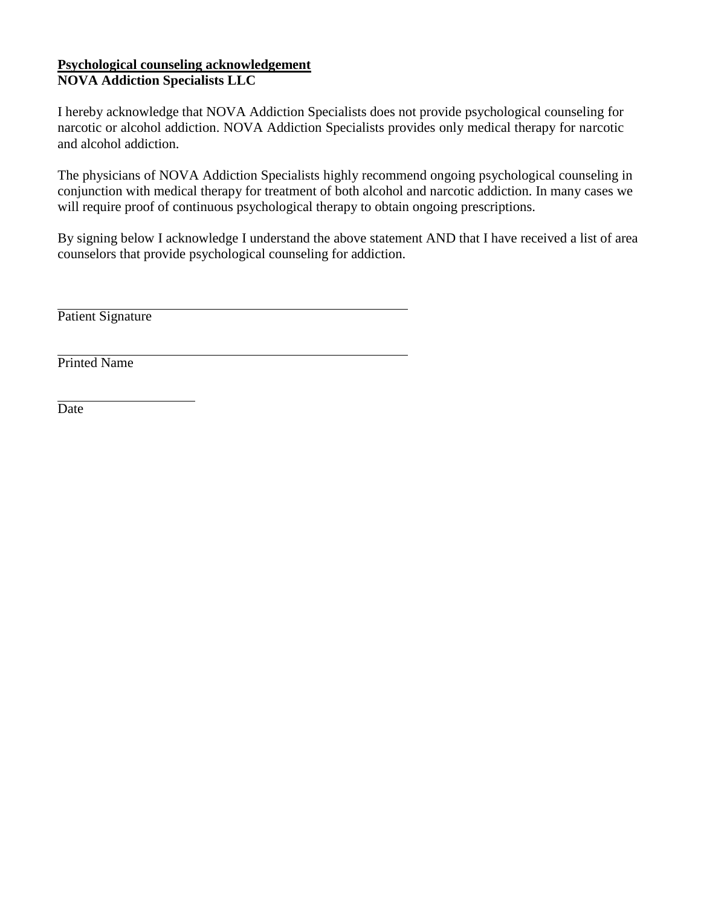**<u>Psychological counseling acknowledgement</u>**
**NOVA Addiction Specialists LLC**

I hereby acknowledge that NOVA Addiction Specialists does not provide psychological counseling for narcotic or alcohol addiction. NOVA Addiction Specialists provides only medical therapy for narcotic and alcohol addiction.

The physicians of NOVA Addiction Specialists highly recommend ongoing psychological counseling in conjunction with medical therapy for treatment of both alcohol and narcotic addiction. In many cases we will require proof of continuous psychological therapy to obtain ongoing prescriptions.

By signing below I acknowledge I understand the above statement AND that I have received a list of area counselors that provide psychological counseling for addiction.

\_\_\_\_\_\_\_\_\_\_\_\_\_\_\_\_\_\_\_\_\_\_\_\_\_\_\_\_\_\_\_\_\_\_\_\_\_\_\_\_
Patient Signature

\_\_\_\_\_\_\_\_\_\_\_\_\_\_\_\_\_\_\_\_\_\_\_\_\_\_\_\_\_\_\_\_\_\_\_\_\_\_\_\_
Printed Name

\_\_\_\_\_\_\_\_\_\_\_\_\_\_\_\_
Date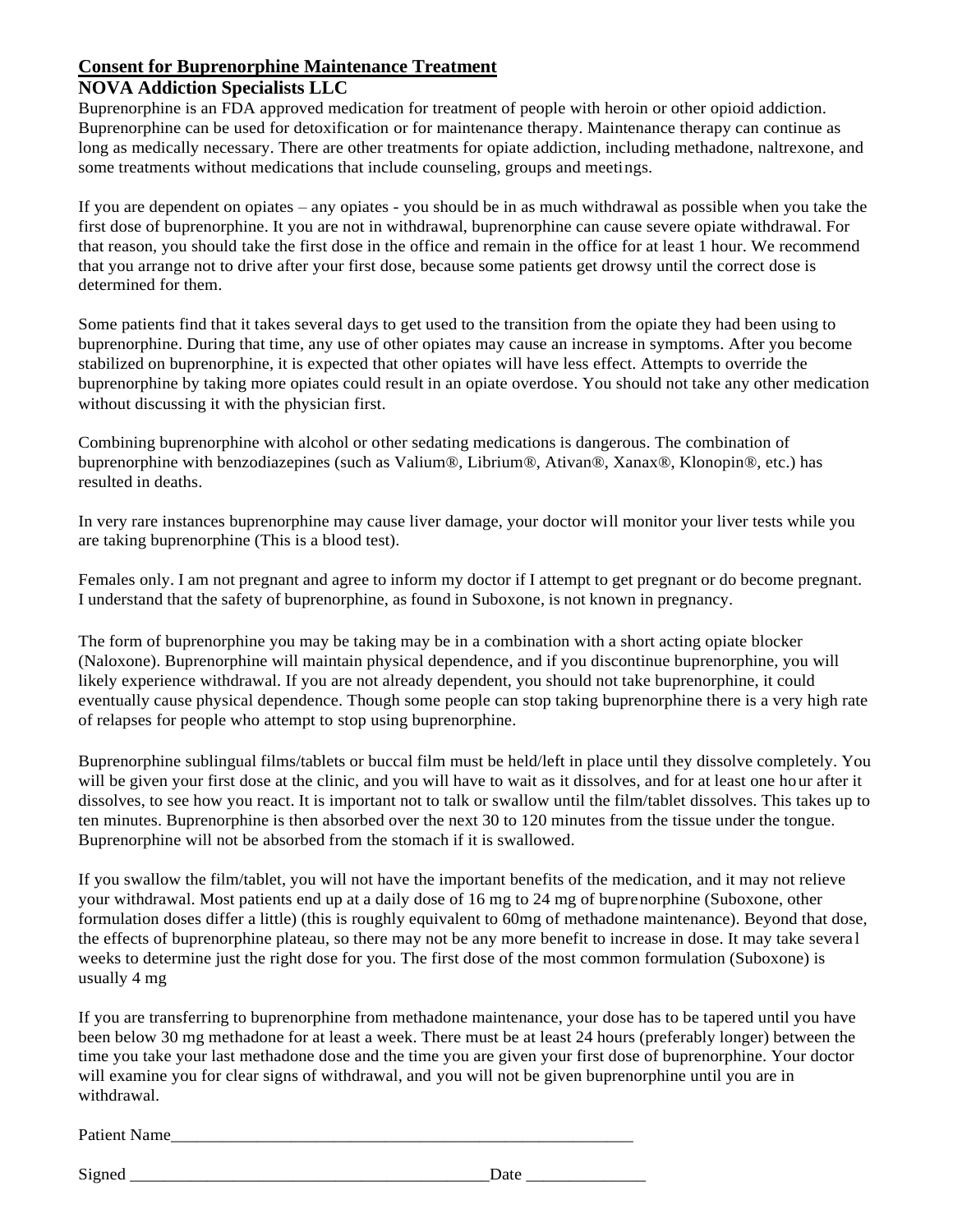## Consent for Buprenorphine Maintenance Treatment

**NOVA Addiction Specialists LLC**

Buprenorphine is an FDA approved medication for treatment of people with heroin or other opioid addiction. Buprenorphine can be used for detoxification or for maintenance therapy. Maintenance therapy can continue as long as medically necessary. There are other treatments for opiate addiction, including methadone, naltrexone, and some treatments without medications that include counseling, groups and meetings.

If you are dependent on opiates – any opiates - you should be in as much withdrawal as possible when you take the first dose of buprenorphine. It you are not in withdrawal, buprenorphine can cause severe opiate withdrawal. For that reason, you should take the first dose in the office and remain in the office for at least 1 hour. We recommend that you arrange not to drive after your first dose, because some patients get drowsy until the correct dose is determined for them.

Some patients find that it takes several days to get used to the transition from the opiate they had been using to buprenorphine. During that time, any use of other opiates may cause an increase in symptoms. After you become stabilized on buprenorphine, it is expected that other opiates will have less effect. Attempts to override the buprenorphine by taking more opiates could result in an opiate overdose. You should not take any other medication without discussing it with the physician first.

Combining buprenorphine with alcohol or other sedating medications is dangerous. The combination of buprenorphine with benzodiazepines (such as Valium®, Librium®, Ativan®, Xanax®, Klonopin®, etc.) has resulted in deaths.

In very rare instances buprenorphine may cause liver damage, your doctor will monitor your liver tests while you are taking buprenorphine (This is a blood test).

Females only. I am not pregnant and agree to inform my doctor if I attempt to get pregnant or do become pregnant. I understand that the safety of buprenorphine, as found in Suboxone, is not known in pregnancy.

The form of buprenorphine you may be taking may be in a combination with a short acting opiate blocker (Naloxone). Buprenorphine will maintain physical dependence, and if you discontinue buprenorphine, you will likely experience withdrawal. If you are not already dependent, you should not take buprenorphine, it could eventually cause physical dependence. Though some people can stop taking buprenorphine there is a very high rate of relapses for people who attempt to stop using buprenorphine.

Buprenorphine sublingual films/tablets or buccal film must be held/left in place until they dissolve completely. You will be given your first dose at the clinic, and you will have to wait as it dissolves, and for at least one hour after it dissolves, to see how you react. It is important not to talk or swallow until the film/tablet dissolves. This takes up to ten minutes. Buprenorphine is then absorbed over the next 30 to 120 minutes from the tissue under the tongue. Buprenorphine will not be absorbed from the stomach if it is swallowed.

If you swallow the film/tablet, you will not have the important benefits of the medication, and it may not relieve your withdrawal. Most patients end up at a daily dose of 16 mg to 24 mg of buprenorphine (Suboxone, other formulation doses differ a little) (this is roughly equivalent to 60mg of methadone maintenance). Beyond that dose, the effects of buprenorphine plateau, so there may not be any more benefit to increase in dose. It may take several weeks to determine just the right dose for you. The first dose of the most common formulation (Suboxone) is usually 4 mg

If you are transferring to buprenorphine from methadone maintenance, your dose has to be tapered until you have been below 30 mg methadone for at least a week. There must be at least 24 hours (preferably longer) between the time you take your last methadone dose and the time you are given your first dose of buprenorphine. Your doctor will examine you for clear signs of withdrawal, and you will not be given buprenorphine until you are in withdrawal.

Patient Name_______________________________________________________

Signed __________________________________________Date ______________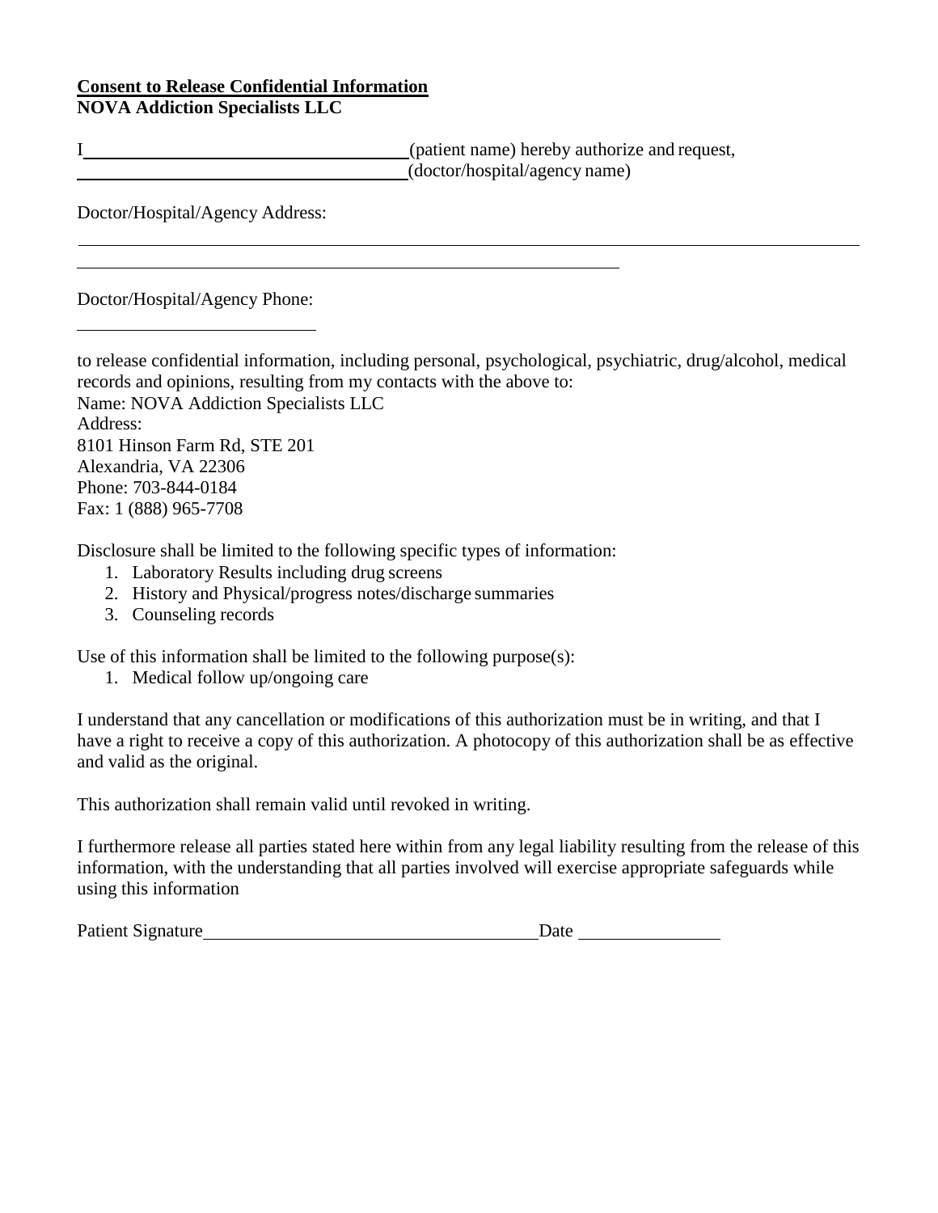**<u>Consent to Release Confidential Information</u>**
**NOVA Addiction Specialists LLC**

I \_\_\_\_\_\_\_\_\_\_\_\_\_\_\_\_\_\_\_\_\_\_\_\_\_\_\_\_\_\_\_\_\_\_\_\_ (patient name) hereby authorize and request,
\_\_\_\_\_\_\_\_\_\_\_\_\_\_\_\_\_\_\_\_\_\_\_\_\_\_\_\_\_\_\_\_\_\_\_\_ (doctor/hospital/agency name)

Doctor/Hospital/Agency Address:

\_\_\_\_\_\_\_\_\_\_\_\_\_\_\_\_\_\_\_\_\_\_\_\_\_\_\_\_\_\_\_\_\_\_\_\_\_\_\_\_\_\_\_\_\_\_\_\_\_\_\_\_\_\_\_\_\_\_\_\_\_\_\_\_\_\_\_\_\_\_\_\_\_\_\_\_\_\_\_\_\_\_\_\_\_\_

\_\_\_\_\_\_\_\_\_\_\_\_\_\_\_\_\_\_\_\_\_\_\_\_\_\_\_\_\_\_\_\_\_\_\_\_\_\_\_\_\_\_\_\_\_\_\_\_\_\_\_\_\_\_\_\_\_\_\_\_

Doctor/Hospital/Agency Phone:

\_\_\_\_\_\_\_\_\_\_\_\_\_\_\_\_\_\_\_\_\_\_\_\_\_\_

to release confidential information, including personal, psychological, psychiatric, drug/alcohol, medical records and opinions, resulting from my contacts with the above to:
Name: NOVA Addiction Specialists LLC
Address:
8101 Hinson Farm Rd, STE 201
Alexandria, VA 22306
Phone: 703-844-0184
Fax: 1 (888) 965-7708

Disclosure shall be limited to the following specific types of information:

1. Laboratory Results including drug screens
2. History and Physical/progress notes/discharge summaries
3. Counseling records

Use of this information shall be limited to the following purpose(s):

1. Medical follow up/ongoing care

I understand that any cancellation or modifications of this authorization must be in writing, and that I have a right to receive a copy of this authorization. A photocopy of this authorization shall be as effective and valid as the original.

This authorization shall remain valid until revoked in writing.

I furthermore release all parties stated here within from any legal liability resulting from the release of this information, with the understanding that all parties involved will exercise appropriate safeguards while using this information

Patient Signature \_\_\_\_\_\_\_\_\_\_\_\_\_\_\_\_\_\_\_\_\_\_\_\_\_\_\_\_\_\_\_\_\_\_\_\_ Date \_\_\_\_\_\_\_\_\_\_\_\_\_\_\_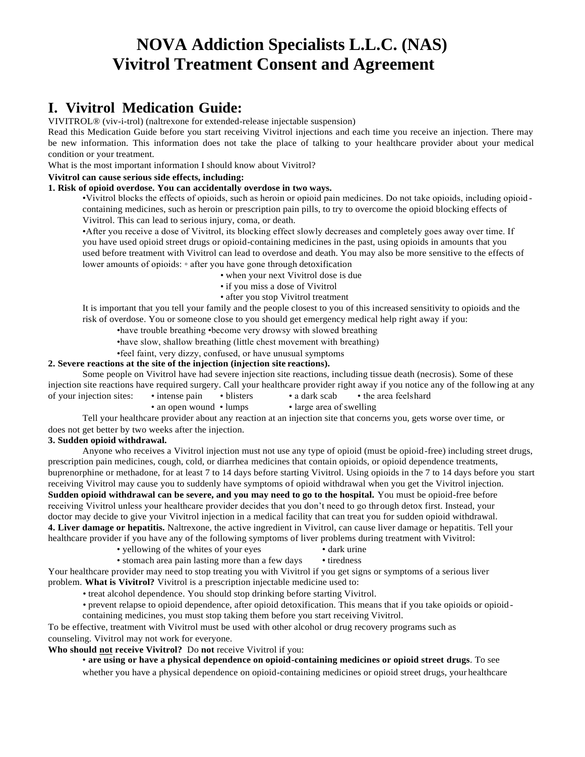# NOVA Addiction Specialists L.L.C. (NAS)
# Vivitrol Treatment Consent and Agreement

## I. Vivitrol Medication Guide:

VIVITROL® (viv-i-trol) (naltrexone for extended-release injectable suspension)

Read this Medication Guide before you start receiving Vivitrol injections and each time you receive an injection. There may be new information. This information does not take the place of talking to your healthcare provider about your medical condition or your treatment.

What is the most important information I should know about Vivitrol?

**Vivitrol can cause serious side effects, including:**

**1. Risk of opioid overdose. You can accidentally overdose in two ways.**

- Vivitrol blocks the effects of opioids, such as heroin or opioid pain medicines. Do not take opioids, including opioid-containing medicines, such as heroin or prescription pain pills, to try to overcome the opioid blocking effects of Vivitrol. This can lead to serious injury, coma, or death.
- After you receive a dose of Vivitrol, its blocking effect slowly decreases and completely goes away over time. If you have used opioid street drugs or opioid-containing medicines in the past, using opioids in amounts that you used before treatment with Vivitrol can lead to overdose and death. You may also be more sensitive to the effects of lower amounts of opioids:
  - after you have gone through detoxification
  - when your next Vivitrol dose is due
  - if you miss a dose of Vivitrol
  - after you stop Vivitrol treatment

It is important that you tell your family and the people closest to you of this increased sensitivity to opioids and the risk of overdose. You or someone close to you should get emergency medical help right away if you:

- have trouble breathing
- become very drowsy with slowed breathing
- have slow, shallow breathing (little chest movement with breathing)
- feel faint, very dizzy, confused, or have unusual symptoms

**2. Severe reactions at the site of the injection (injection site reactions).**

Some people on Vivitrol have had severe injection site reactions, including tissue death (necrosis). Some of these injection site reactions have required surgery. Call your healthcare provider right away if you notice any of the following at any of your injection sites:

- intense pain
- blisters
- a dark scab
- the area feels hard
- an open wound
- lumps
- large area of swelling

Tell your healthcare provider about any reaction at an injection site that concerns you, gets worse over time, or does not get better by two weeks after the injection.

**3. Sudden opioid withdrawal.**

Anyone who receives a Vivitrol injection must not use any type of opioid (must be opioid-free) including street drugs, prescription pain medicines, cough, cold, or diarrhea medicines that contain opioids, or opioid dependence treatments, buprenorphine or methadone, for at least 7 to 14 days before starting Vivitrol. Using opioids in the 7 to 14 days before you start receiving Vivitrol may cause you to suddenly have symptoms of opioid withdrawal when you get the Vivitrol injection. **Sudden opioid withdrawal can be severe, and you may need to go to the hospital.** You must be opioid-free before receiving Vivitrol unless your healthcare provider decides that you don't need to go through detox first. Instead, your doctor may decide to give your Vivitrol injection in a medical facility that can treat you for sudden opioid withdrawal.

**4. Liver damage or hepatitis.** Naltrexone, the active ingredient in Vivitrol, can cause liver damage or hepatitis. Tell your healthcare provider if you have any of the following symptoms of liver problems during treatment with Vivitrol:

- yellowing of the whites of your eyes
- dark urine
- stomach area pain lasting more than a few days
- tiredness

Your healthcare provider may need to stop treating you with Vivitrol if you get signs or symptoms of a serious liver problem. **What is Vivitrol?** Vivitrol is a prescription injectable medicine used to:

- treat alcohol dependence. You should stop drinking before starting Vivitrol.
- prevent relapse to opioid dependence, after opioid detoxification. This means that if you take opioids or opioid-containing medicines, you must stop taking them before you start receiving Vivitrol.

To be effective, treatment with Vivitrol must be used with other alcohol or drug recovery programs such as counseling. Vivitrol may not work for everyone.

**Who should <u>not</u> receive Vivitrol?** Do **not** receive Vivitrol if you:

- **are using or have a physical dependence on opioid-containing medicines or opioid street drugs**. To see whether you have a physical dependence on opioid-containing medicines or opioid street drugs, your healthcare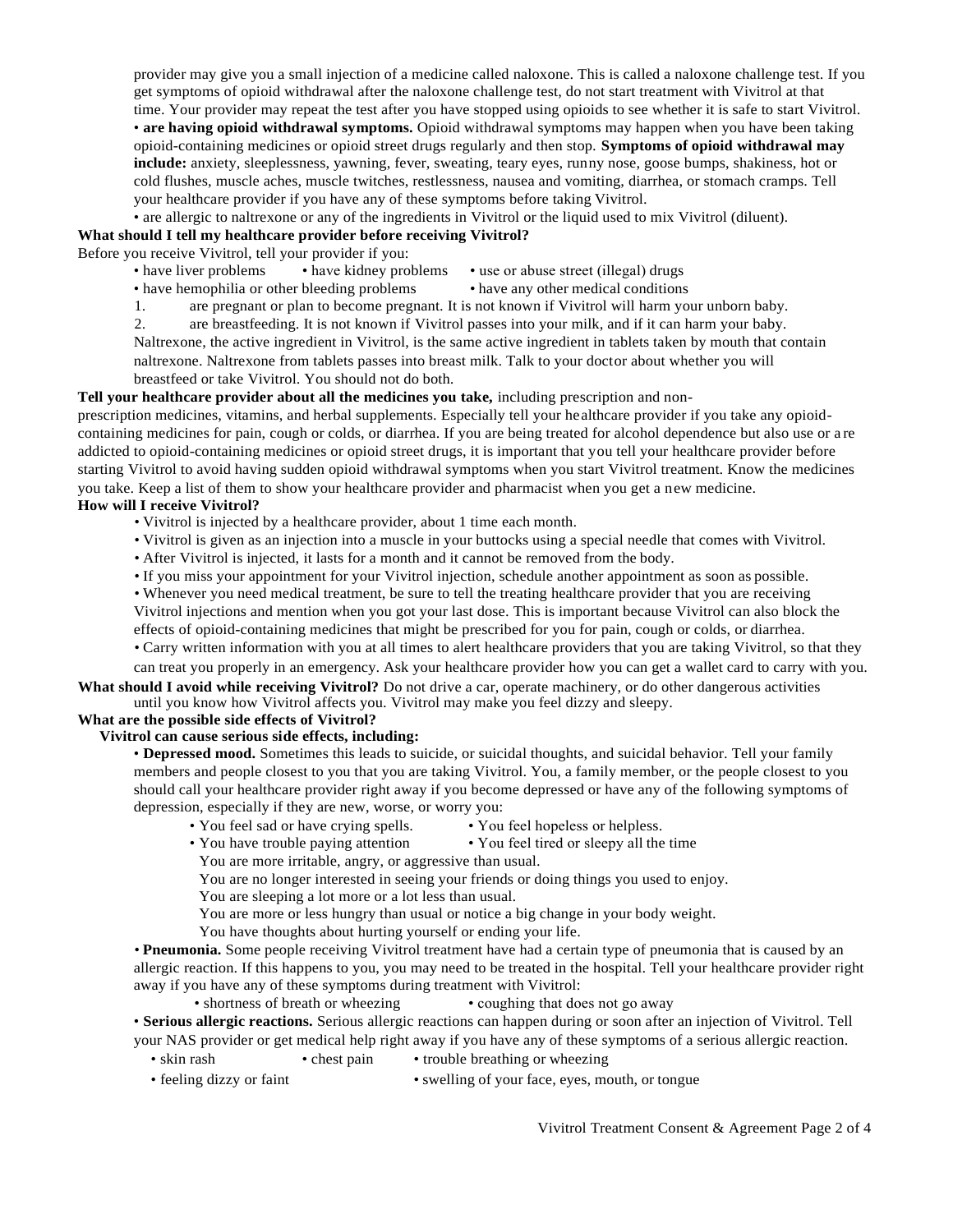provider may give you a small injection of a medicine called naloxone. This is called a naloxone challenge test. If you get symptoms of opioid withdrawal after the naloxone challenge test, do not start treatment with Vivitrol at that time. Your provider may repeat the test after you have stopped using opioids to see whether it is safe to start Vivitrol.

- **are having opioid withdrawal symptoms.** Opioid withdrawal symptoms may happen when you have been taking opioid-containing medicines or opioid street drugs regularly and then stop. **Symptoms of opioid withdrawal may include:** anxiety, sleeplessness, yawning, fever, sweating, teary eyes, runny nose, goose bumps, shakiness, hot or cold flushes, muscle aches, muscle twitches, restlessness, nausea and vomiting, diarrhea, or stomach cramps. Tell your healthcare provider if you have any of these symptoms before taking Vivitrol.
- are allergic to naltrexone or any of the ingredients in Vivitrol or the liquid used to mix Vivitrol (diluent).

**What should I tell my healthcare provider before receiving Vivitrol?**

Before you receive Vivitrol, tell your provider if you:

- have liver problems
- have kidney problems
- use or abuse street (illegal) drugs
- have hemophilia or other bleeding problems
- have any other medical conditions

1. are pregnant or plan to become pregnant. It is not known if Vivitrol will harm your unborn baby.
2. are breastfeeding. It is not known if Vivitrol passes into your milk, and if it can harm your baby. Naltrexone, the active ingredient in Vivitrol, is the same active ingredient in tablets taken by mouth that contain naltrexone. Naltrexone from tablets passes into breast milk. Talk to your doctor about whether you will breastfeed or take Vivitrol. You should not do both.

**Tell your healthcare provider about all the medicines you take,** including prescription and non-prescription medicines, vitamins, and herbal supplements. Especially tell your healthcare provider if you take any opioid-containing medicines for pain, cough or colds, or diarrhea. If you are being treated for alcohol dependence but also use or are addicted to opioid-containing medicines or opioid street drugs, it is important that you tell your healthcare provider before starting Vivitrol to avoid having sudden opioid withdrawal symptoms when you start Vivitrol treatment. Know the medicines you take. Keep a list of them to show your healthcare provider and pharmacist when you get a new medicine.

**How will I receive Vivitrol?**

- Vivitrol is injected by a healthcare provider, about 1 time each month.
- Vivitrol is given as an injection into a muscle in your buttocks using a special needle that comes with Vivitrol.
- After Vivitrol is injected, it lasts for a month and it cannot be removed from the body.
- If you miss your appointment for your Vivitrol injection, schedule another appointment as soon as possible.
- Whenever you need medical treatment, be sure to tell the treating healthcare provider that you are receiving Vivitrol injections and mention when you got your last dose. This is important because Vivitrol can also block the effects of opioid-containing medicines that might be prescribed for you for pain, cough or colds, or diarrhea.
- Carry written information with you at all times to alert healthcare providers that you are taking Vivitrol, so that they can treat you properly in an emergency. Ask your healthcare provider how you can get a wallet card to carry with you.

**What should I avoid while receiving Vivitrol?** Do not drive a car, operate machinery, or do other dangerous activities until you know how Vivitrol affects you. Vivitrol may make you feel dizzy and sleepy.

**What are the possible side effects of Vivitrol?**

**Vivitrol can cause serious side effects, including:**

- **Depressed mood.** Sometimes this leads to suicide, or suicidal thoughts, and suicidal behavior. Tell your family members and people closest to you that you are taking Vivitrol. You, a family member, or the people closest to you should call your healthcare provider right away if you become depressed or have any of the following symptoms of depression, especially if they are new, worse, or worry you:
  - You feel sad or have crying spells.
  - You feel hopeless or helpless.
  - You have trouble paying attention
  - You feel tired or sleepy all the time
  - You are more irritable, angry, or aggressive than usual.
  - You are no longer interested in seeing your friends or doing things you used to enjoy.
  - You are sleeping a lot more or a lot less than usual.
  - You are more or less hungry than usual or notice a big change in your body weight.
  - You have thoughts about hurting yourself or ending your life.
- **Pneumonia.** Some people receiving Vivitrol treatment have had a certain type of pneumonia that is caused by an allergic reaction. If this happens to you, you may need to be treated in the hospital. Tell your healthcare provider right away if you have any of these symptoms during treatment with Vivitrol:
  - shortness of breath or wheezing
  - coughing that does not go away
- **Serious allergic reactions.** Serious allergic reactions can happen during or soon after an injection of Vivitrol. Tell your NAS provider or get medical help right away if you have any of these symptoms of a serious allergic reaction.
  - skin rash
  - chest pain
  - trouble breathing or wheezing
  - feeling dizzy or faint
  - swelling of your face, eyes, mouth, or tongue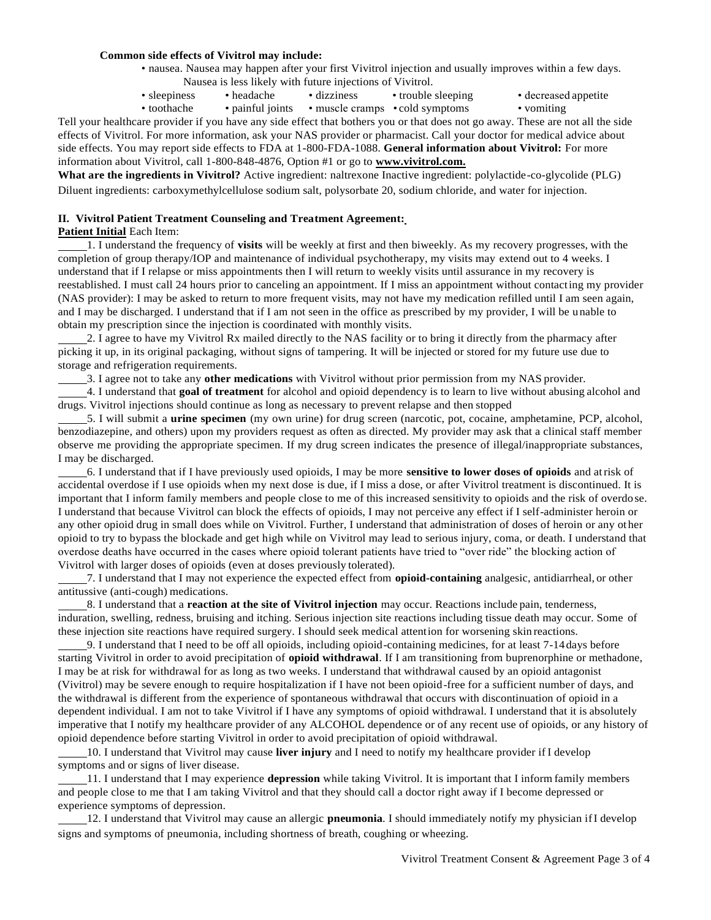**Common side effects of Vivitrol may include:**

- nausea. Nausea may happen after your first Vivitrol injection and usually improves within a few days. Nausea is less likely with future injections of Vivitrol.
- sleepiness • headache • dizziness • trouble sleeping • decreased appetite
- toothache • painful joints • muscle cramps • cold symptoms • vomiting

Tell your healthcare provider if you have any side effect that bothers you or that does not go away. These are not all the side effects of Vivitrol. For more information, ask your NAS provider or pharmacist. Call your doctor for medical advice about side effects. You may report side effects to FDA at 1-800-FDA-1088. **General information about Vivitrol:** For more information about Vivitrol, call 1-800-848-4876, Option #1 or go to **www.vivitrol.com.**

**What are the ingredients in Vivitrol?** Active ingredient: naltrexone Inactive ingredient: polylactide-co-glycolide (PLG) Diluent ingredients: carboxymethylcellulose sodium salt, polysorbate 20, sodium chloride, and water for injection.

## II. Vivitrol Patient Treatment Counseling and Treatment Agreement:

**Patient Initial** Each Item:

_____1. I understand the frequency of **visits** will be weekly at first and then biweekly. As my recovery progresses, with the completion of group therapy/IOP and maintenance of individual psychotherapy, my visits may extend out to 4 weeks. I understand that if I relapse or miss appointments then I will return to weekly visits until assurance in my recovery is reestablished. I must call 24 hours prior to canceling an appointment. If I miss an appointment without contacting my provider (NAS provider): I may be asked to return to more frequent visits, may not have my medication refilled until I am seen again, and I may be discharged. I understand that if I am not seen in the office as prescribed by my provider, I will be unable to obtain my prescription since the injection is coordinated with monthly visits.

_____2. I agree to have my Vivitrol Rx mailed directly to the NAS facility or to bring it directly from the pharmacy after picking it up, in its original packaging, without signs of tampering. It will be injected or stored for my future use due to storage and refrigeration requirements.

_____3. I agree not to take any **other medications** with Vivitrol without prior permission from my NAS provider.

_____4. I understand that **goal of treatment** for alcohol and opioid dependency is to learn to live without abusing alcohol and drugs. Vivitrol injections should continue as long as necessary to prevent relapse and then stopped

_____5. I will submit a **urine specimen** (my own urine) for drug screen (narcotic, pot, cocaine, amphetamine, PCP, alcohol, benzodiazepine, and others) upon my providers request as often as directed. My provider may ask that a clinical staff member observe me providing the appropriate specimen. If my drug screen indicates the presence of illegal/inappropriate substances, I may be discharged.

_____6. I understand that if I have previously used opioids, I may be more **sensitive to lower doses of opioids** and at risk of accidental overdose if I use opioids when my next dose is due, if I miss a dose, or after Vivitrol treatment is discontinued. It is important that I inform family members and people close to me of this increased sensitivity to opioids and the risk of overdose. I understand that because Vivitrol can block the effects of opioids, I may not perceive any effect if I self-administer heroin or any other opioid drug in small does while on Vivitrol. Further, I understand that administration of doses of heroin or any other opioid to try to bypass the blockade and get high while on Vivitrol may lead to serious injury, coma, or death. I understand that overdose deaths have occurred in the cases where opioid tolerant patients have tried to "over ride" the blocking action of Vivitrol with larger doses of opioids (even at doses previously tolerated).

_____7. I understand that I may not experience the expected effect from **opioid-containing** analgesic, antidiarrheal, or other antitussive (anti-cough) medications.

_____8. I understand that a **reaction at the site of Vivitrol injection** may occur. Reactions include pain, tenderness, induration, swelling, redness, bruising and itching. Serious injection site reactions including tissue death may occur. Some of these injection site reactions have required surgery. I should seek medical attention for worsening skin reactions.

_____9. I understand that I need to be off all opioids, including opioid-containing medicines, for at least 7-14 days before starting Vivitrol in order to avoid precipitation of **opioid withdrawal**. If I am transitioning from buprenorphine or methadone, I may be at risk for withdrawal for as long as two weeks. I understand that withdrawal caused by an opioid antagonist (Vivitrol) may be severe enough to require hospitalization if I have not been opioid-free for a sufficient number of days, and the withdrawal is different from the experience of spontaneous withdrawal that occurs with discontinuation of opioid in a dependent individual. I am not to take Vivitrol if I have any symptoms of opioid withdrawal. I understand that it is absolutely imperative that I notify my healthcare provider of any ALCOHOL dependence or of any recent use of opioids, or any history of opioid dependence before starting Vivitrol in order to avoid precipitation of opioid withdrawal.

_____10. I understand that Vivitrol may cause **liver injury** and I need to notify my healthcare provider if I develop symptoms and or signs of liver disease.

_____11. I understand that I may experience **depression** while taking Vivitrol. It is important that I inform family members and people close to me that I am taking Vivitrol and that they should call a doctor right away if I become depressed or experience symptoms of depression.

_____12. I understand that Vivitrol may cause an allergic **pneumonia**. I should immediately notify my physician if I develop signs and symptoms of pneumonia, including shortness of breath, coughing or wheezing.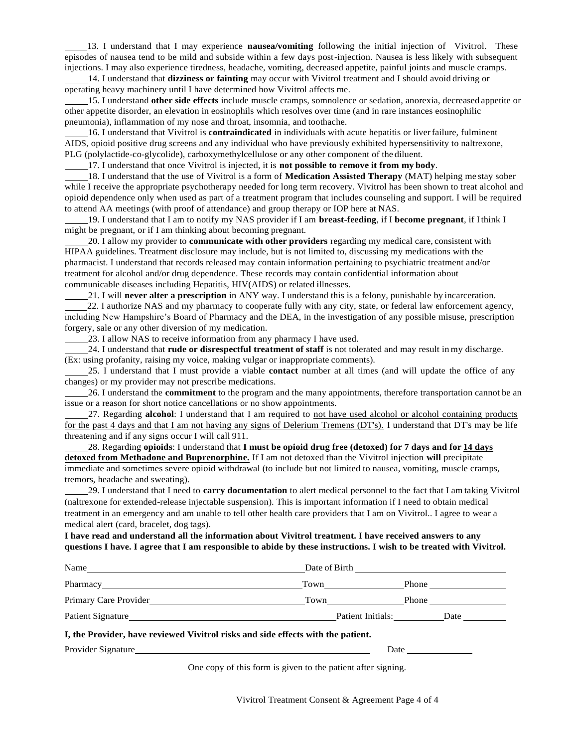_____13. I understand that I may experience **nausea/vomiting** following the initial injection of Vivitrol. These episodes of nausea tend to be mild and subside within a few days post-injection. Nausea is less likely with subsequent injections. I may also experience tiredness, headache, vomiting, decreased appetite, painful joints and muscle cramps.

_____14. I understand that **dizziness or fainting** may occur with Vivitrol treatment and I should avoid driving or operating heavy machinery until I have determined how Vivitrol affects me.

_____15. I understand **other side effects** include muscle cramps, somnolence or sedation, anorexia, decreased appetite or other appetite disorder, an elevation in eosinophils which resolves over time (and in rare instances eosinophilic pneumonia), inflammation of my nose and throat, insomnia, and toothache.

_____16. I understand that Vivitrol is **contraindicated** in individuals with acute hepatitis or liver failure, fulminent AIDS, opioid positive drug screens and any individual who have previously exhibited hypersensitivity to naltrexone, PLG (polylactide-co-glycolide), carboxymethylcellulose or any other component of the diluent.

_____17. I understand that once Vivitrol is injected, it is **not possible to remove it from my body**.

_____18. I understand that the use of Vivitrol is a form of **Medication Assisted Therapy** (MAT) helping me stay sober while I receive the appropriate psychotherapy needed for long term recovery. Vivitrol has been shown to treat alcohol and opioid dependence only when used as part of a treatment program that includes counseling and support. I will be required to attend AA meetings (with proof of attendance) and group therapy or IOP here at NAS.

_____19. I understand that I am to notify my NAS provider if I am **breast-feeding**, if I **become pregnant**, if I think I might be pregnant, or if I am thinking about becoming pregnant.

_____20. I allow my provider to **communicate with other providers** regarding my medical care, consistent with HIPAA guidelines. Treatment disclosure may include, but is not limited to, discussing my medications with the pharmacist. I understand that records released may contain information pertaining to psychiatric treatment and/or treatment for alcohol and/or drug dependence. These records may contain confidential information about communicable diseases including Hepatitis, HIV(AIDS) or related illnesses.

_____21. I will **never alter a prescription** in ANY way. I understand this is a felony, punishable by incarceration.

_____22. I authorize NAS and my pharmacy to cooperate fully with any city, state, or federal law enforcement agency, including New Hampshire's Board of Pharmacy and the DEA, in the investigation of any possible misuse, prescription forgery, sale or any other diversion of my medication.

_____23. I allow NAS to receive information from any pharmacy I have used.

_____24. I understand that **rude or disrespectful treatment of staff** is not tolerated and may result in my discharge. (Ex: using profanity, raising my voice, making vulgar or inappropriate comments).

_____25. I understand that I must provide a viable **contact** number at all times (and will update the office of any changes) or my provider may not prescribe medications.

_____26. I understand the **commitment** to the program and the many appointments, therefore transportation cannot be an issue or a reason for short notice cancellations or no show appointments.

_____27. Regarding **alcohol**: I understand that I am required to not have used alcohol or alcohol containing products for the past 4 days and that I am not having any signs of Delerium Tremens (DT's). I understand that DT's may be life threatening and if any signs occur I will call 911.

_____28. Regarding **opioids**: I understand that **I must be opioid drug free (detoxed) for 7 days and for 14 days detoxed from Methadone and Buprenorphine.** If I am not detoxed than the Vivitrol injection **will** precipitate immediate and sometimes severe opioid withdrawal (to include but not limited to nausea, vomiting, muscle cramps, tremors, headache and sweating).

_____29. I understand that I need to **carry documentation** to alert medical personnel to the fact that I am taking Vivitrol (naltrexone for extended-release injectable suspension). This is important information if I need to obtain medical treatment in an emergency and am unable to tell other health care providers that I am on Vivitrol.. I agree to wear a medical alert (card, bracelet, dog tags).

**I have read and understand all the information about Vivitrol treatment. I have received answers to any questions I have. I agree that I am responsible to abide by these instructions. I wish to be treated with Vivitrol.**

Name_______________________________________ Date of Birth ___________________________

Pharmacy____________________________________ Town______________ Phone ______________

Primary Care Provider__________________________ Town______________ Phone ______________

Patient Signature________________________________ Patient Initials:__________ Date __________

**I, the Provider, have reviewed Vivitrol risks and side effects with the patient.**

Provider Signature_____________________________________________ Date ____________

One copy of this form is given to the patient after signing.